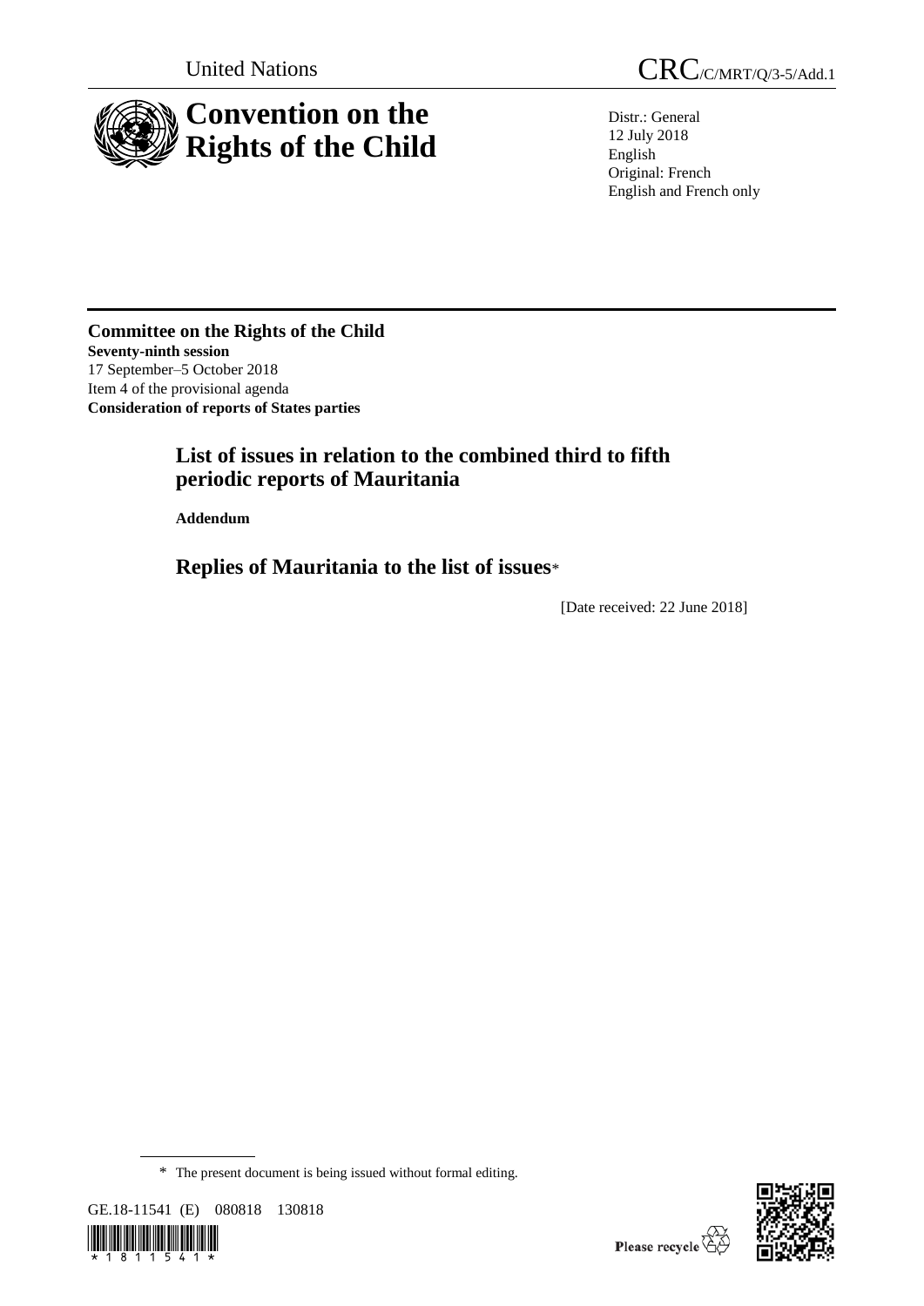United Nations

CRC/C/MRT/Q/3-5/Add.1

# Convention on the Rights of the Child

Distr.: General
12 July 2018
English
Original: French
English and French only

**Committee on the Rights of the Child**
**Seventy-ninth session**
17 September–5 October 2018
Item 4 of the provisional agenda
**Consideration of reports of States parties**

## List of issues in relation to the combined third to fifth periodic reports of Mauritania

**Addendum**

## Replies of Mauritania to the list of issues*

[Date received: 22 June 2018]

\* The present document is being issued without formal editing.

GE.18-11541 (E) 080818 130818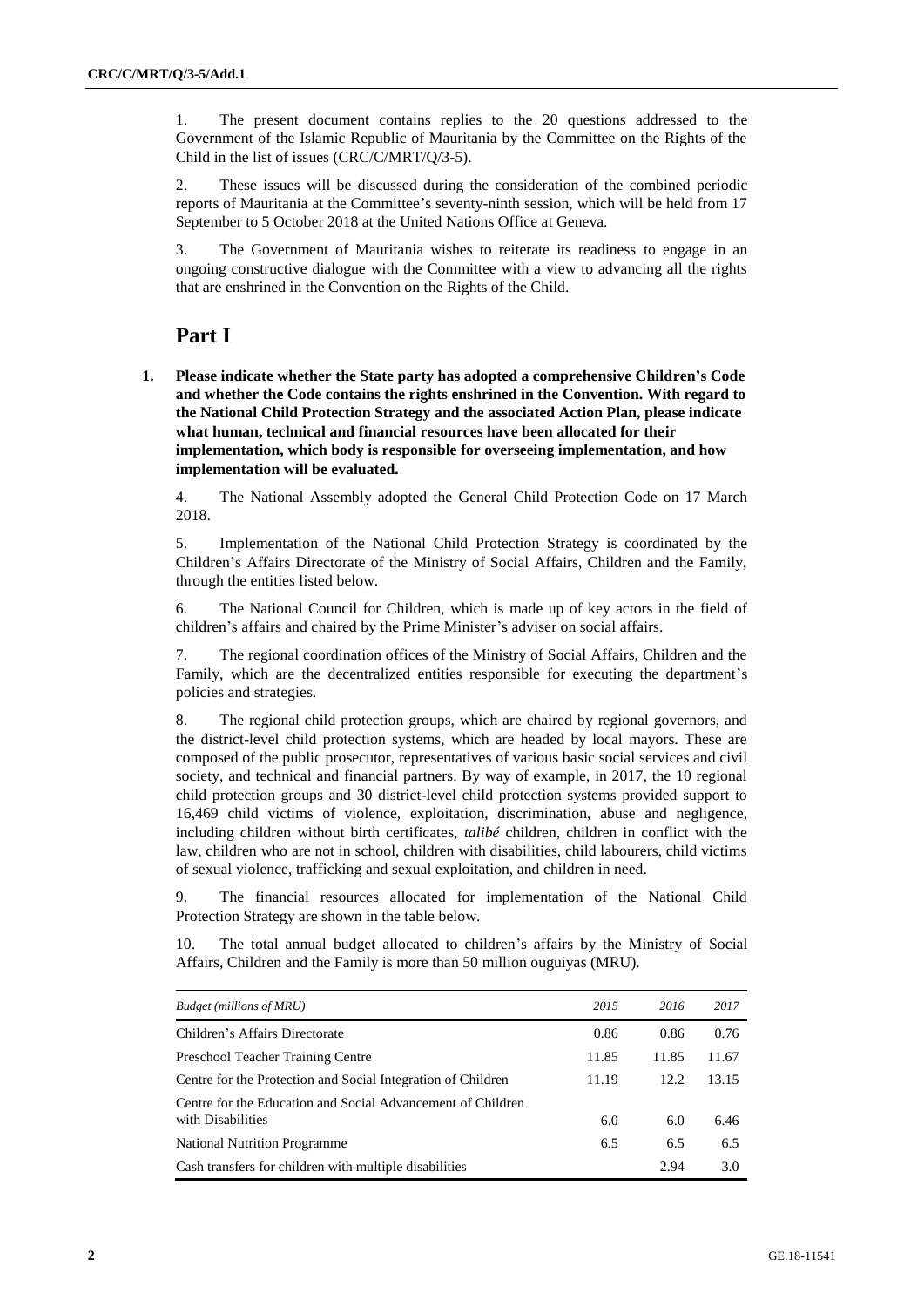1. The present document contains replies to the 20 questions addressed to the Government of the Islamic Republic of Mauritania by the Committee on the Rights of the Child in the list of issues (CRC/C/MRT/Q/3-5).

2. These issues will be discussed during the consideration of the combined periodic reports of Mauritania at the Committee's seventy-ninth session, which will be held from 17 September to 5 October 2018 at the United Nations Office at Geneva.

3. The Government of Mauritania wishes to reiterate its readiness to engage in an ongoing constructive dialogue with the Committee with a view to advancing all the rights that are enshrined in the Convention on the Rights of the Child.

# Part I

**1. Please indicate whether the State party has adopted a comprehensive Children's Code and whether the Code contains the rights enshrined in the Convention. With regard to the National Child Protection Strategy and the associated Action Plan, please indicate what human, technical and financial resources have been allocated for their implementation, which body is responsible for overseeing implementation, and how implementation will be evaluated.**

4. The National Assembly adopted the General Child Protection Code on 17 March 2018.

5. Implementation of the National Child Protection Strategy is coordinated by the Children's Affairs Directorate of the Ministry of Social Affairs, Children and the Family, through the entities listed below.

6. The National Council for Children, which is made up of key actors in the field of children's affairs and chaired by the Prime Minister's adviser on social affairs.

7. The regional coordination offices of the Ministry of Social Affairs, Children and the Family, which are the decentralized entities responsible for executing the department's policies and strategies.

8. The regional child protection groups, which are chaired by regional governors, and the district-level child protection systems, which are headed by local mayors. These are composed of the public prosecutor, representatives of various basic social services and civil society, and technical and financial partners. By way of example, in 2017, the 10 regional child protection groups and 30 district-level child protection systems provided support to 16,469 child victims of violence, exploitation, discrimination, abuse and negligence, including children without birth certificates, *talibé* children, children in conflict with the law, children who are not in school, children with disabilities, child labourers, child victims of sexual violence, trafficking and sexual exploitation, and children in need.

9. The financial resources allocated for implementation of the National Child Protection Strategy are shown in the table below.

10. The total annual budget allocated to children's affairs by the Ministry of Social Affairs, Children and the Family is more than 50 million ouguiyas (MRU).

| *Budget (millions of MRU)* | *2015* | *2016* | *2017* |
|---|---|---|---|
| Children's Affairs Directorate | 0.86 | 0.86 | 0.76 |
| Preschool Teacher Training Centre | 11.85 | 11.85 | 11.67 |
| Centre for the Protection and Social Integration of Children | 11.19 | 12.2 | 13.15 |
| Centre for the Education and Social Advancement of Children with Disabilities | 6.0 | 6.0 | 6.46 |
| National Nutrition Programme | 6.5 | 6.5 | 6.5 |
| Cash transfers for children with multiple disabilities | | 2.94 | 3.0 |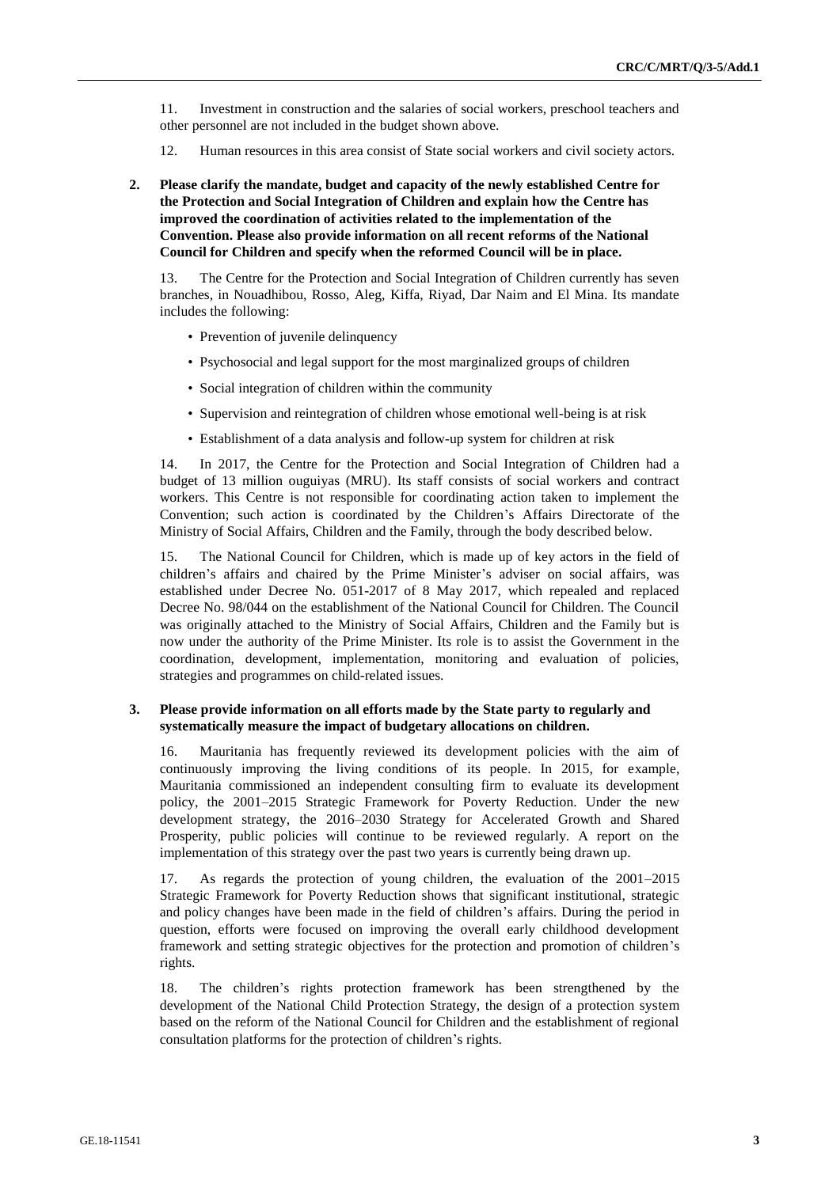11. Investment in construction and the salaries of social workers, preschool teachers and other personnel are not included in the budget shown above.

12. Human resources in this area consist of State social workers and civil society actors.

**2. Please clarify the mandate, budget and capacity of the newly established Centre for the Protection and Social Integration of Children and explain how the Centre has improved the coordination of activities related to the implementation of the Convention. Please also provide information on all recent reforms of the National Council for Children and specify when the reformed Council will be in place.**

13. The Centre for the Protection and Social Integration of Children currently has seven branches, in Nouadhibou, Rosso, Aleg, Kiffa, Riyad, Dar Naim and El Mina. Its mandate includes the following:

- Prevention of juvenile delinquency
- Psychosocial and legal support for the most marginalized groups of children
- Social integration of children within the community
- Supervision and reintegration of children whose emotional well-being is at risk
- Establishment of a data analysis and follow-up system for children at risk

14. In 2017, the Centre for the Protection and Social Integration of Children had a budget of 13 million ouguiyas (MRU). Its staff consists of social workers and contract workers. This Centre is not responsible for coordinating action taken to implement the Convention; such action is coordinated by the Children's Affairs Directorate of the Ministry of Social Affairs, Children and the Family, through the body described below.

15. The National Council for Children, which is made up of key actors in the field of children's affairs and chaired by the Prime Minister's adviser on social affairs, was established under Decree No. 051-2017 of 8 May 2017, which repealed and replaced Decree No. 98/044 on the establishment of the National Council for Children. The Council was originally attached to the Ministry of Social Affairs, Children and the Family but is now under the authority of the Prime Minister. Its role is to assist the Government in the coordination, development, implementation, monitoring and evaluation of policies, strategies and programmes on child-related issues.

**3. Please provide information on all efforts made by the State party to regularly and systematically measure the impact of budgetary allocations on children.**

16. Mauritania has frequently reviewed its development policies with the aim of continuously improving the living conditions of its people. In 2015, for example, Mauritania commissioned an independent consulting firm to evaluate its development policy, the 2001–2015 Strategic Framework for Poverty Reduction. Under the new development strategy, the 2016–2030 Strategy for Accelerated Growth and Shared Prosperity, public policies will continue to be reviewed regularly. A report on the implementation of this strategy over the past two years is currently being drawn up.

17. As regards the protection of young children, the evaluation of the 2001–2015 Strategic Framework for Poverty Reduction shows that significant institutional, strategic and policy changes have been made in the field of children's affairs. During the period in question, efforts were focused on improving the overall early childhood development framework and setting strategic objectives for the protection and promotion of children's rights.

18. The children's rights protection framework has been strengthened by the development of the National Child Protection Strategy, the design of a protection system based on the reform of the National Council for Children and the establishment of regional consultation platforms for the protection of children's rights.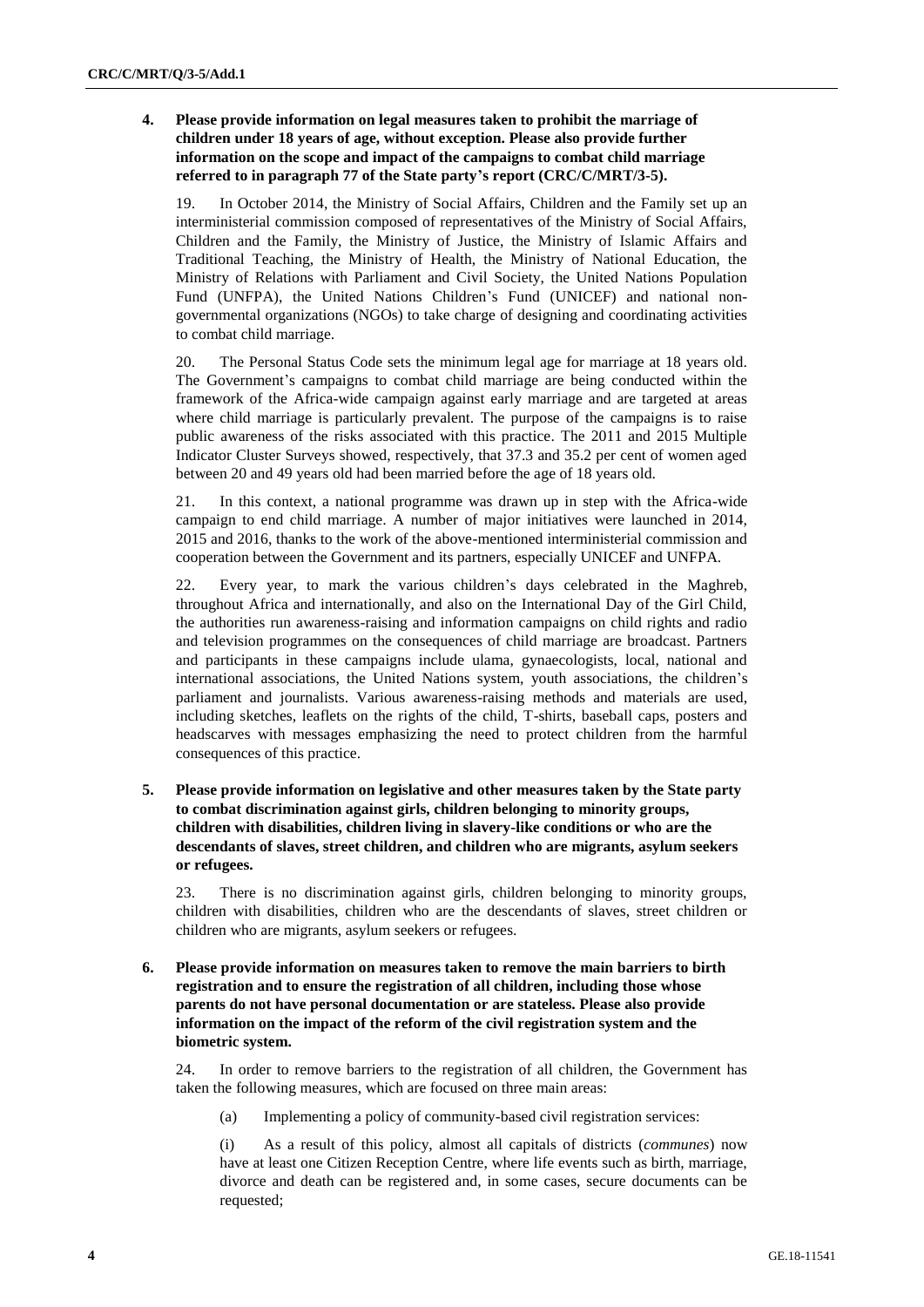**4. Please provide information on legal measures taken to prohibit the marriage of children under 18 years of age, without exception. Please also provide further information on the scope and impact of the campaigns to combat child marriage referred to in paragraph 77 of the State party's report (CRC/C/MRT/3-5).**

19. In October 2014, the Ministry of Social Affairs, Children and the Family set up an interministerial commission composed of representatives of the Ministry of Social Affairs, Children and the Family, the Ministry of Justice, the Ministry of Islamic Affairs and Traditional Teaching, the Ministry of Health, the Ministry of National Education, the Ministry of Relations with Parliament and Civil Society, the United Nations Population Fund (UNFPA), the United Nations Children's Fund (UNICEF) and national non-governmental organizations (NGOs) to take charge of designing and coordinating activities to combat child marriage.

20. The Personal Status Code sets the minimum legal age for marriage at 18 years old. The Government's campaigns to combat child marriage are being conducted within the framework of the Africa-wide campaign against early marriage and are targeted at areas where child marriage is particularly prevalent. The purpose of the campaigns is to raise public awareness of the risks associated with this practice. The 2011 and 2015 Multiple Indicator Cluster Surveys showed, respectively, that 37.3 and 35.2 per cent of women aged between 20 and 49 years old had been married before the age of 18 years old.

21. In this context, a national programme was drawn up in step with the Africa-wide campaign to end child marriage. A number of major initiatives were launched in 2014, 2015 and 2016, thanks to the work of the above-mentioned interministerial commission and cooperation between the Government and its partners, especially UNICEF and UNFPA.

22. Every year, to mark the various children's days celebrated in the Maghreb, throughout Africa and internationally, and also on the International Day of the Girl Child, the authorities run awareness-raising and information campaigns on child rights and radio and television programmes on the consequences of child marriage are broadcast. Partners and participants in these campaigns include ulama, gynaecologists, local, national and international associations, the United Nations system, youth associations, the children's parliament and journalists. Various awareness-raising methods and materials are used, including sketches, leaflets on the rights of the child, T-shirts, baseball caps, posters and headscarves with messages emphasizing the need to protect children from the harmful consequences of this practice.

**5. Please provide information on legislative and other measures taken by the State party to combat discrimination against girls, children belonging to minority groups, children with disabilities, children living in slavery-like conditions or who are the descendants of slaves, street children, and children who are migrants, asylum seekers or refugees.**

23. There is no discrimination against girls, children belonging to minority groups, children with disabilities, children who are the descendants of slaves, street children or children who are migrants, asylum seekers or refugees.

**6. Please provide information on measures taken to remove the main barriers to birth registration and to ensure the registration of all children, including those whose parents do not have personal documentation or are stateless. Please also provide information on the impact of the reform of the civil registration system and the biometric system.**

24. In order to remove barriers to the registration of all children, the Government has taken the following measures, which are focused on three main areas:

(a) Implementing a policy of community-based civil registration services:

(i) As a result of this policy, almost all capitals of districts (*communes*) now have at least one Citizen Reception Centre, where life events such as birth, marriage, divorce and death can be registered and, in some cases, secure documents can be requested;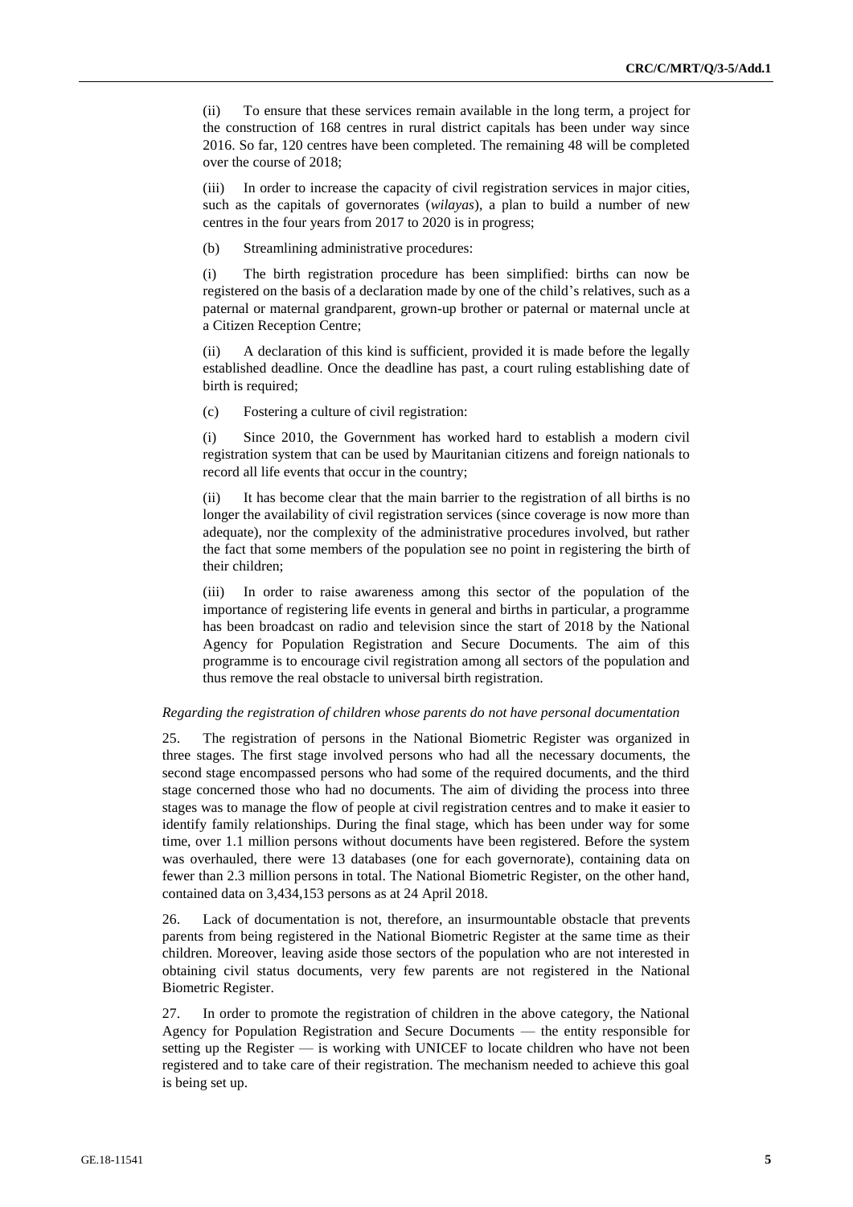(ii) To ensure that these services remain available in the long term, a project for the construction of 168 centres in rural district capitals has been under way since 2016. So far, 120 centres have been completed. The remaining 48 will be completed over the course of 2018;

(iii) In order to increase the capacity of civil registration services in major cities, such as the capitals of governorates (*wilayas*), a plan to build a number of new centres in the four years from 2017 to 2020 is in progress;

(b) Streamlining administrative procedures:

(i) The birth registration procedure has been simplified: births can now be registered on the basis of a declaration made by one of the child's relatives, such as a paternal or maternal grandparent, grown-up brother or paternal or maternal uncle at a Citizen Reception Centre;

(ii) A declaration of this kind is sufficient, provided it is made before the legally established deadline. Once the deadline has past, a court ruling establishing date of birth is required;

(c) Fostering a culture of civil registration:

(i) Since 2010, the Government has worked hard to establish a modern civil registration system that can be used by Mauritanian citizens and foreign nationals to record all life events that occur in the country;

(ii) It has become clear that the main barrier to the registration of all births is no longer the availability of civil registration services (since coverage is now more than adequate), nor the complexity of the administrative procedures involved, but rather the fact that some members of the population see no point in registering the birth of their children;

(iii) In order to raise awareness among this sector of the population of the importance of registering life events in general and births in particular, a programme has been broadcast on radio and television since the start of 2018 by the National Agency for Population Registration and Secure Documents. The aim of this programme is to encourage civil registration among all sectors of the population and thus remove the real obstacle to universal birth registration.

*Regarding the registration of children whose parents do not have personal documentation*

25. The registration of persons in the National Biometric Register was organized in three stages. The first stage involved persons who had all the necessary documents, the second stage encompassed persons who had some of the required documents, and the third stage concerned those who had no documents. The aim of dividing the process into three stages was to manage the flow of people at civil registration centres and to make it easier to identify family relationships. During the final stage, which has been under way for some time, over 1.1 million persons without documents have been registered. Before the system was overhauled, there were 13 databases (one for each governorate), containing data on fewer than 2.3 million persons in total. The National Biometric Register, on the other hand, contained data on 3,434,153 persons as at 24 April 2018.

26. Lack of documentation is not, therefore, an insurmountable obstacle that prevents parents from being registered in the National Biometric Register at the same time as their children. Moreover, leaving aside those sectors of the population who are not interested in obtaining civil status documents, very few parents are not registered in the National Biometric Register.

27. In order to promote the registration of children in the above category, the National Agency for Population Registration and Secure Documents — the entity responsible for setting up the Register — is working with UNICEF to locate children who have not been registered and to take care of their registration. The mechanism needed to achieve this goal is being set up.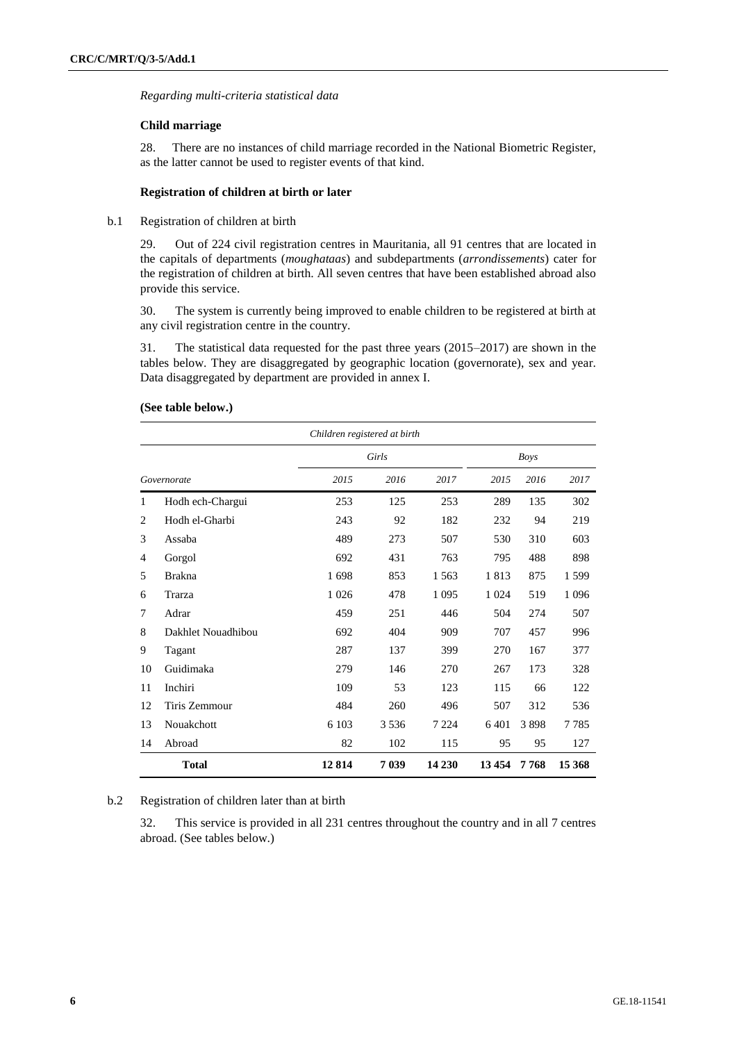*Regarding multi-criteria statistical data*

### Child marriage

28. There are no instances of child marriage recorded in the National Biometric Register, as the latter cannot be used to register events of that kind.

### Registration of children at birth or later

b.1 Registration of children at birth

29. Out of 224 civil registration centres in Mauritania, all 91 centres that are located in the capitals of departments (*moughataas*) and subdepartments (*arrondissements*) cater for the registration of children at birth. All seven centres that have been established abroad also provide this service.

30. The system is currently being improved to enable children to be registered at birth at any civil registration centre in the country.

31. The statistical data requested for the past three years (2015–2017) are shown in the tables below. They are disaggregated by geographic location (governorate), sex and year. Data disaggregated by department are provided in annex I.

**(See table below.)**

| *Children registered at birth* | | | | | | | |
|---|---|---|---|---|---|---|---|
| | | *Girls* | | | *Boys* | | |
| | *Governorate* | *2015* | *2016* | *2017* | *2015* | *2016* | *2017* |
| 1 | Hodh ech-Chargui | 253 | 125 | 253 | 289 | 135 | 302 |
| 2 | Hodh el-Gharbi | 243 | 92 | 182 | 232 | 94 | 219 |
| 3 | Assaba | 489 | 273 | 507 | 530 | 310 | 603 |
| 4 | Gorgol | 692 | 431 | 763 | 795 | 488 | 898 |
| 5 | Brakna | 1 698 | 853 | 1 563 | 1 813 | 875 | 1 599 |
| 6 | Trarza | 1 026 | 478 | 1 095 | 1 024 | 519 | 1 096 |
| 7 | Adrar | 459 | 251 | 446 | 504 | 274 | 507 |
| 8 | Dakhlet Nouadhibou | 692 | 404 | 909 | 707 | 457 | 996 |
| 9 | Tagant | 287 | 137 | 399 | 270 | 167 | 377 |
| 10 | Guidimaka | 279 | 146 | 270 | 267 | 173 | 328 |
| 11 | Inchiri | 109 | 53 | 123 | 115 | 66 | 122 |
| 12 | Tiris Zemmour | 484 | 260 | 496 | 507 | 312 | 536 |
| 13 | Nouakchott | 6 103 | 3 536 | 7 224 | 6 401 | 3 898 | 7 785 |
| 14 | Abroad | 82 | 102 | 115 | 95 | 95 | 127 |
| | **Total** | **12 814** | **7 039** | **14 230** | **13 454** | **7 768** | **15 368** |

b.2 Registration of children later than at birth

32. This service is provided in all 231 centres throughout the country and in all 7 centres abroad. (See tables below.)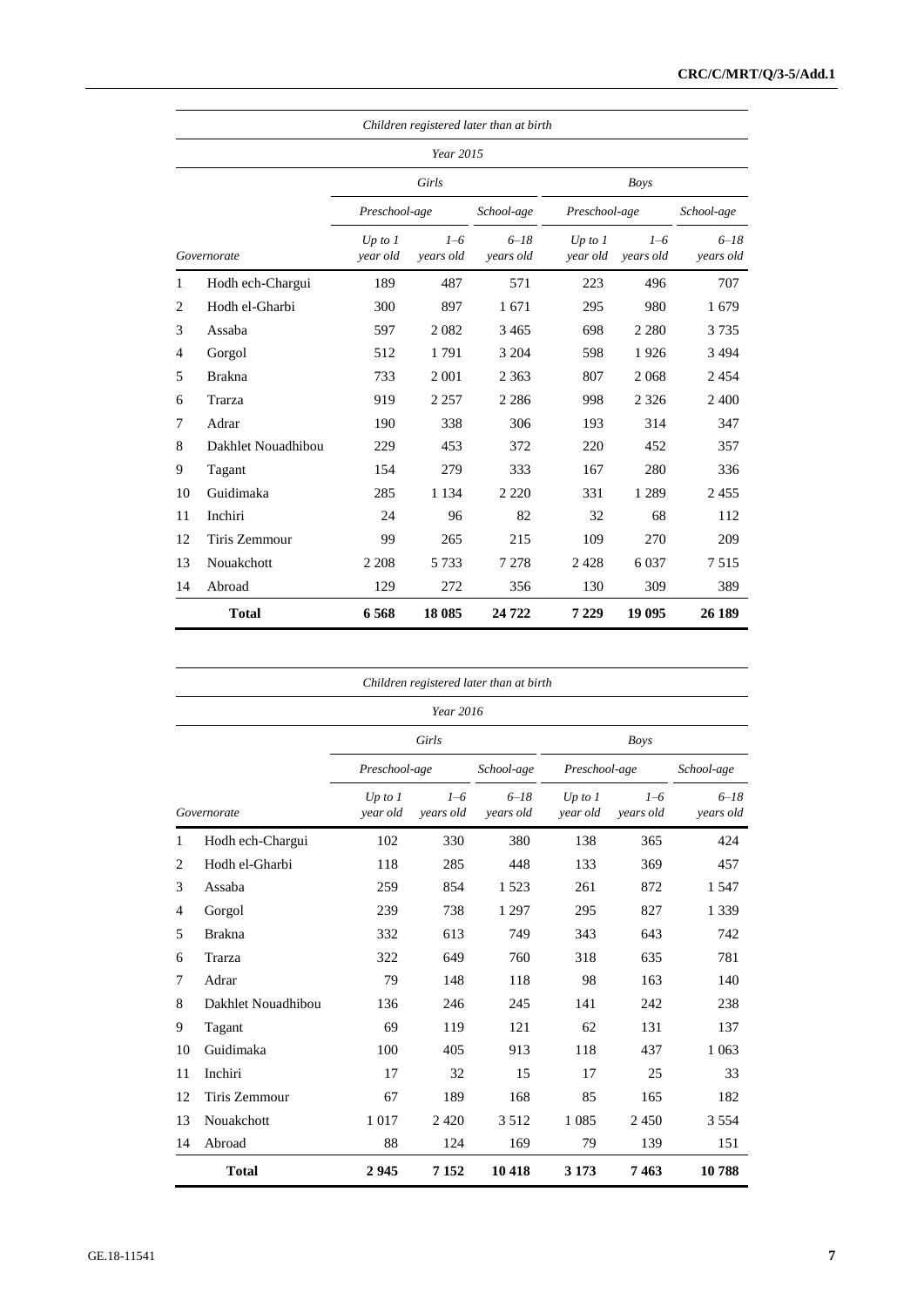| | | Children registered later than at birth | | | | | |
|---|---|---|---|---|---|---|---|
| | | *Year 2015* | | | | | |
| | | *Girls* | | | *Boys* | | |
| | | *Preschool-age* | | *School-age* | *Preschool-age* | | *School-age* |
| | *Governorate* | *Up to 1 year old* | *1–6 years old* | *6–18 years old* | *Up to 1 year old* | *1–6 years old* | *6–18 years old* |
| 1 | Hodh ech-Chargui | 189 | 487 | 571 | 223 | 496 | 707 |
| 2 | Hodh el-Gharbi | 300 | 897 | 1 671 | 295 | 980 | 1 679 |
| 3 | Assaba | 597 | 2 082 | 3 465 | 698 | 2 280 | 3 735 |
| 4 | Gorgol | 512 | 1 791 | 3 204 | 598 | 1 926 | 3 494 |
| 5 | Brakna | 733 | 2 001 | 2 363 | 807 | 2 068 | 2 454 |
| 6 | Trarza | 919 | 2 257 | 2 286 | 998 | 2 326 | 2 400 |
| 7 | Adrar | 190 | 338 | 306 | 193 | 314 | 347 |
| 8 | Dakhlet Nouadhibou | 229 | 453 | 372 | 220 | 452 | 357 |
| 9 | Tagant | 154 | 279 | 333 | 167 | 280 | 336 |
| 10 | Guidimaka | 285 | 1 134 | 2 220 | 331 | 1 289 | 2 455 |
| 11 | Inchiri | 24 | 96 | 82 | 32 | 68 | 112 |
| 12 | Tiris Zemmour | 99 | 265 | 215 | 109 | 270 | 209 |
| 13 | Nouakchott | 2 208 | 5 733 | 7 278 | 2 428 | 6 037 | 7 515 |
| 14 | Abroad | 129 | 272 | 356 | 130 | 309 | 389 |
| | **Total** | **6 568** | **18 085** | **24 722** | **7 229** | **19 095** | **26 189** |

| | | Children registered later than at birth | | | | | |
|---|---|---|---|---|---|---|---|
| | | *Year 2016* | | | | | |
| | | *Girls* | | | *Boys* | | |
| | | *Preschool-age* | | *School-age* | *Preschool-age* | | *School-age* |
| | *Governorate* | *Up to 1 year old* | *1–6 years old* | *6–18 years old* | *Up to 1 year old* | *1–6 years old* | *6–18 years old* |
| 1 | Hodh ech-Chargui | 102 | 330 | 380 | 138 | 365 | 424 |
| 2 | Hodh el-Gharbi | 118 | 285 | 448 | 133 | 369 | 457 |
| 3 | Assaba | 259 | 854 | 1 523 | 261 | 872 | 1 547 |
| 4 | Gorgol | 239 | 738 | 1 297 | 295 | 827 | 1 339 |
| 5 | Brakna | 332 | 613 | 749 | 343 | 643 | 742 |
| 6 | Trarza | 322 | 649 | 760 | 318 | 635 | 781 |
| 7 | Adrar | 79 | 148 | 118 | 98 | 163 | 140 |
| 8 | Dakhlet Nouadhibou | 136 | 246 | 245 | 141 | 242 | 238 |
| 9 | Tagant | 69 | 119 | 121 | 62 | 131 | 137 |
| 10 | Guidimaka | 100 | 405 | 913 | 118 | 437 | 1 063 |
| 11 | Inchiri | 17 | 32 | 15 | 17 | 25 | 33 |
| 12 | Tiris Zemmour | 67 | 189 | 168 | 85 | 165 | 182 |
| 13 | Nouakchott | 1 017 | 2 420 | 3 512 | 1 085 | 2 450 | 3 554 |
| 14 | Abroad | 88 | 124 | 169 | 79 | 139 | 151 |
| | **Total** | **2 945** | **7 152** | **10 418** | **3 173** | **7 463** | **10 788** |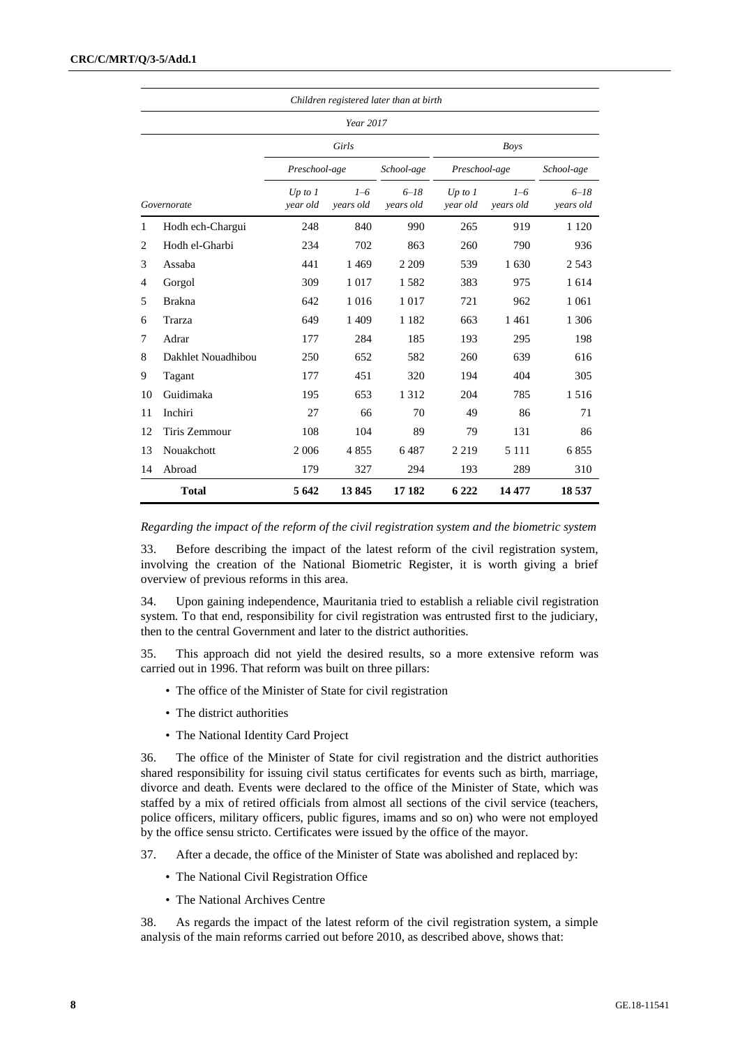| Children registered later than at birth | | | | | | | |
|---|---|---|---|---|---|---|---|
| Year 2017 | | | | | | | |
| | | Girls | | | Boys | | |
| | | Preschool-age | | School-age | Preschool-age | | School-age |
| | Governorate | *Up to 1 year old* | *1–6 years old* | *6–18 years old* | *Up to 1 year old* | *1–6 years old* | *6–18 years old* |
| 1 | Hodh ech-Chargui | 248 | 840 | 990 | 265 | 919 | 1 120 |
| 2 | Hodh el-Gharbi | 234 | 702 | 863 | 260 | 790 | 936 |
| 3 | Assaba | 441 | 1 469 | 2 209 | 539 | 1 630 | 2 543 |
| 4 | Gorgol | 309 | 1 017 | 1 582 | 383 | 975 | 1 614 |
| 5 | Brakna | 642 | 1 016 | 1 017 | 721 | 962 | 1 061 |
| 6 | Trarza | 649 | 1 409 | 1 182 | 663 | 1 461 | 1 306 |
| 7 | Adrar | 177 | 284 | 185 | 193 | 295 | 198 |
| 8 | Dakhlet Nouadhibou | 250 | 652 | 582 | 260 | 639 | 616 |
| 9 | Tagant | 177 | 451 | 320 | 194 | 404 | 305 |
| 10 | Guidimaka | 195 | 653 | 1 312 | 204 | 785 | 1 516 |
| 11 | Inchiri | 27 | 66 | 70 | 49 | 86 | 71 |
| 12 | Tiris Zemmour | 108 | 104 | 89 | 79 | 131 | 86 |
| 13 | Nouakchott | 2 006 | 4 855 | 6 487 | 2 219 | 5 111 | 6 855 |
| 14 | Abroad | 179 | 327 | 294 | 193 | 289 | 310 |
| | **Total** | **5 642** | **13 845** | **17 182** | **6 222** | **14 477** | **18 537** |

*Regarding the impact of the reform of the civil registration system and the biometric system*

33. Before describing the impact of the latest reform of the civil registration system, involving the creation of the National Biometric Register, it is worth giving a brief overview of previous reforms in this area.

34. Upon gaining independence, Mauritania tried to establish a reliable civil registration system. To that end, responsibility for civil registration was entrusted first to the judiciary, then to the central Government and later to the district authorities.

35. This approach did not yield the desired results, so a more extensive reform was carried out in 1996. That reform was built on three pillars:

- The office of the Minister of State for civil registration
- The district authorities
- The National Identity Card Project

36. The office of the Minister of State for civil registration and the district authorities shared responsibility for issuing civil status certificates for events such as birth, marriage, divorce and death. Events were declared to the office of the Minister of State, which was staffed by a mix of retired officials from almost all sections of the civil service (teachers, police officers, military officers, public figures, imams and so on) who were not employed by the office sensu stricto. Certificates were issued by the office of the mayor.

37. After a decade, the office of the Minister of State was abolished and replaced by:

- The National Civil Registration Office
- The National Archives Centre

38. As regards the impact of the latest reform of the civil registration system, a simple analysis of the main reforms carried out before 2010, as described above, shows that: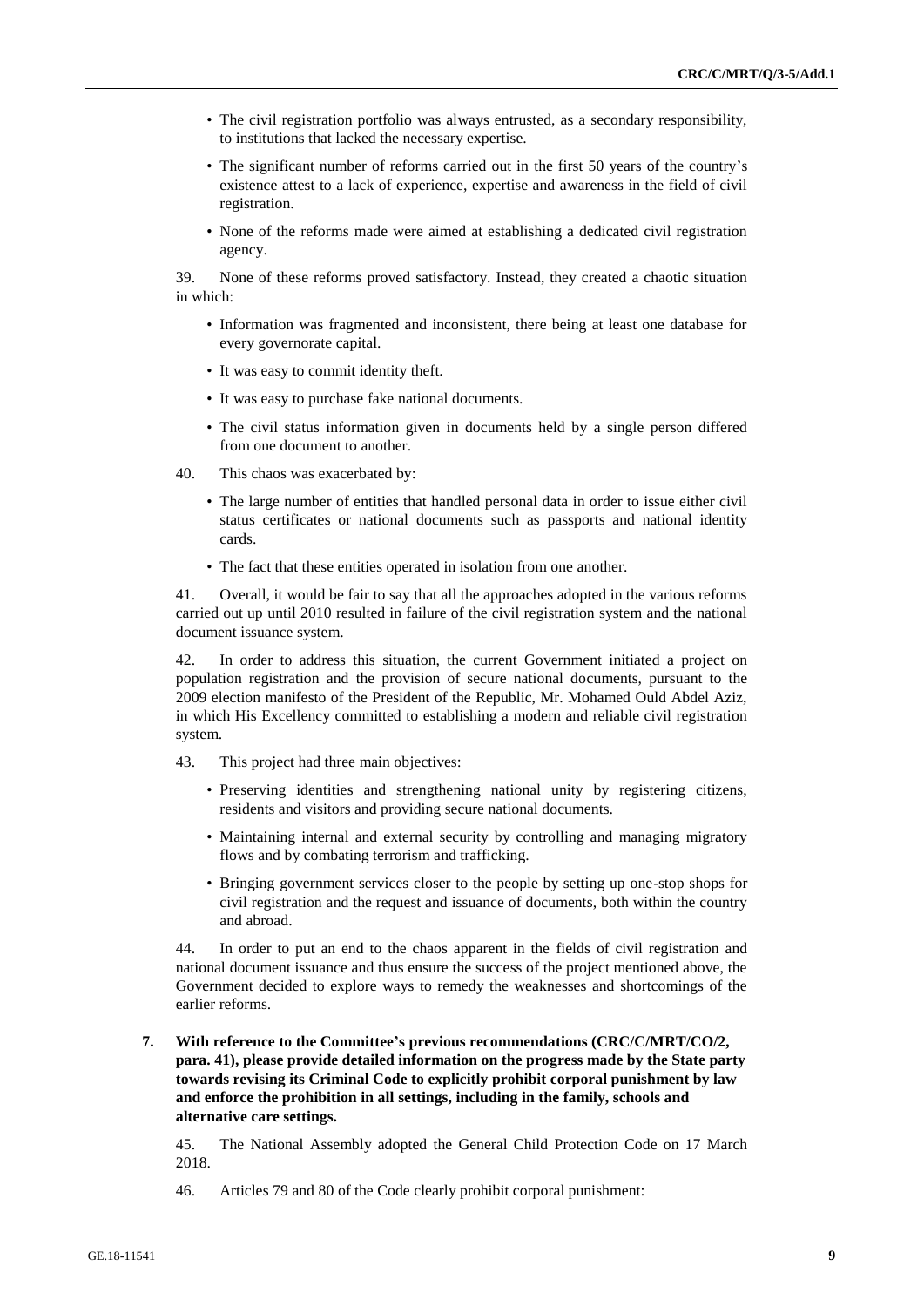- The civil registration portfolio was always entrusted, as a secondary responsibility, to institutions that lacked the necessary expertise.
- The significant number of reforms carried out in the first 50 years of the country's existence attest to a lack of experience, expertise and awareness in the field of civil registration.
- None of the reforms made were aimed at establishing a dedicated civil registration agency.

39. None of these reforms proved satisfactory. Instead, they created a chaotic situation in which:

- Information was fragmented and inconsistent, there being at least one database for every governorate capital.
- It was easy to commit identity theft.
- It was easy to purchase fake national documents.
- The civil status information given in documents held by a single person differed from one document to another.

40. This chaos was exacerbated by:

- The large number of entities that handled personal data in order to issue either civil status certificates or national documents such as passports and national identity cards.
- The fact that these entities operated in isolation from one another.

41. Overall, it would be fair to say that all the approaches adopted in the various reforms carried out up until 2010 resulted in failure of the civil registration system and the national document issuance system.

42. In order to address this situation, the current Government initiated a project on population registration and the provision of secure national documents, pursuant to the 2009 election manifesto of the President of the Republic, Mr. Mohamed Ould Abdel Aziz, in which His Excellency committed to establishing a modern and reliable civil registration system.

43. This project had three main objectives:

- Preserving identities and strengthening national unity by registering citizens, residents and visitors and providing secure national documents.
- Maintaining internal and external security by controlling and managing migratory flows and by combating terrorism and trafficking.
- Bringing government services closer to the people by setting up one-stop shops for civil registration and the request and issuance of documents, both within the country and abroad.

44. In order to put an end to the chaos apparent in the fields of civil registration and national document issuance and thus ensure the success of the project mentioned above, the Government decided to explore ways to remedy the weaknesses and shortcomings of the earlier reforms.

**7. With reference to the Committee's previous recommendations (CRC/C/MRT/CO/2, para. 41), please provide detailed information on the progress made by the State party towards revising its Criminal Code to explicitly prohibit corporal punishment by law and enforce the prohibition in all settings, including in the family, schools and alternative care settings.**

45. The National Assembly adopted the General Child Protection Code on 17 March 2018.

46. Articles 79 and 80 of the Code clearly prohibit corporal punishment: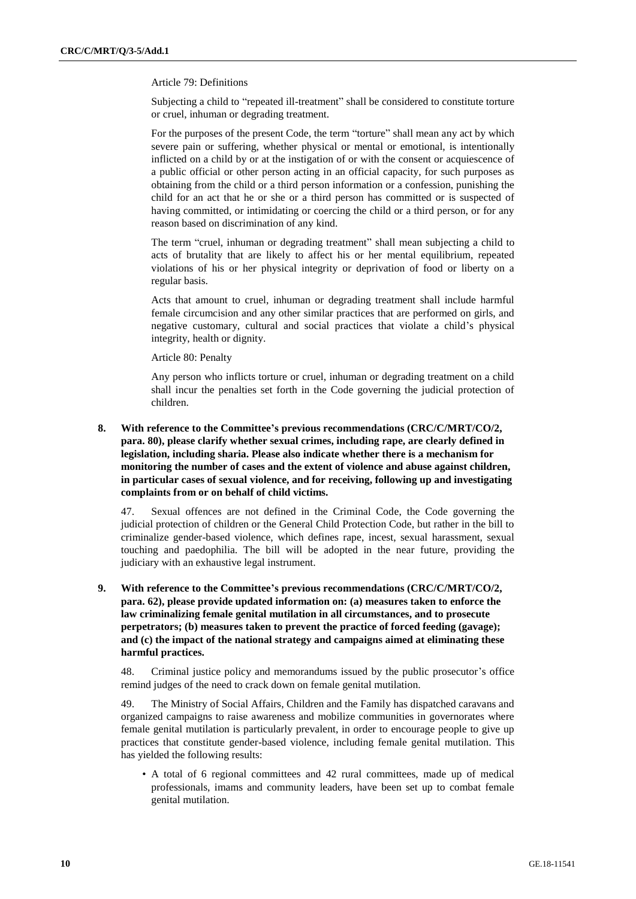Article 79: Definitions

Subjecting a child to "repeated ill-treatment" shall be considered to constitute torture or cruel, inhuman or degrading treatment.

For the purposes of the present Code, the term "torture" shall mean any act by which severe pain or suffering, whether physical or mental or emotional, is intentionally inflicted on a child by or at the instigation of or with the consent or acquiescence of a public official or other person acting in an official capacity, for such purposes as obtaining from the child or a third person information or a confession, punishing the child for an act that he or she or a third person has committed or is suspected of having committed, or intimidating or coercing the child or a third person, or for any reason based on discrimination of any kind.

The term "cruel, inhuman or degrading treatment" shall mean subjecting a child to acts of brutality that are likely to affect his or her mental equilibrium, repeated violations of his or her physical integrity or deprivation of food or liberty on a regular basis.

Acts that amount to cruel, inhuman or degrading treatment shall include harmful female circumcision and any other similar practices that are performed on girls, and negative customary, cultural and social practices that violate a child's physical integrity, health or dignity.

Article 80: Penalty

Any person who inflicts torture or cruel, inhuman or degrading treatment on a child shall incur the penalties set forth in the Code governing the judicial protection of children.

**8. With reference to the Committee's previous recommendations (CRC/C/MRT/CO/2, para. 80), please clarify whether sexual crimes, including rape, are clearly defined in legislation, including sharia. Please also indicate whether there is a mechanism for monitoring the number of cases and the extent of violence and abuse against children, in particular cases of sexual violence, and for receiving, following up and investigating complaints from or on behalf of child victims.**

47. Sexual offences are not defined in the Criminal Code, the Code governing the judicial protection of children or the General Child Protection Code, but rather in the bill to criminalize gender-based violence, which defines rape, incest, sexual harassment, sexual touching and paedophilia. The bill will be adopted in the near future, providing the judiciary with an exhaustive legal instrument.

**9. With reference to the Committee's previous recommendations (CRC/C/MRT/CO/2, para. 62), please provide updated information on: (a) measures taken to enforce the law criminalizing female genital mutilation in all circumstances, and to prosecute perpetrators; (b) measures taken to prevent the practice of forced feeding (gavage); and (c) the impact of the national strategy and campaigns aimed at eliminating these harmful practices.**

48. Criminal justice policy and memorandums issued by the public prosecutor's office remind judges of the need to crack down on female genital mutilation.

49. The Ministry of Social Affairs, Children and the Family has dispatched caravans and organized campaigns to raise awareness and mobilize communities in governorates where female genital mutilation is particularly prevalent, in order to encourage people to give up practices that constitute gender-based violence, including female genital mutilation. This has yielded the following results:

- A total of 6 regional committees and 42 rural committees, made up of medical professionals, imams and community leaders, have been set up to combat female genital mutilation.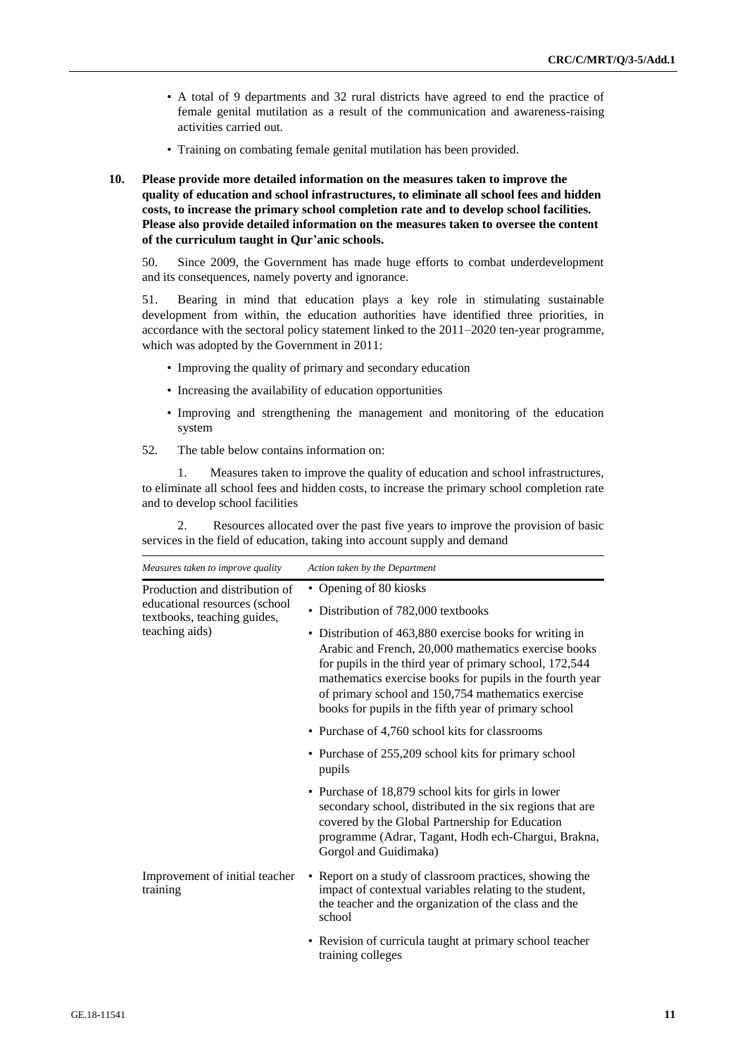- A total of 9 departments and 32 rural districts have agreed to end the practice of female genital mutilation as a result of the communication and awareness-raising activities carried out.
- Training on combating female genital mutilation has been provided.

**10. Please provide more detailed information on the measures taken to improve the quality of education and school infrastructures, to eliminate all school fees and hidden costs, to increase the primary school completion rate and to develop school facilities. Please also provide detailed information on the measures taken to oversee the content of the curriculum taught in Qur'anic schools.**

50. Since 2009, the Government has made huge efforts to combat underdevelopment and its consequences, namely poverty and ignorance.

51. Bearing in mind that education plays a key role in stimulating sustainable development from within, the education authorities have identified three priorities, in accordance with the sectoral policy statement linked to the 2011–2020 ten-year programme, which was adopted by the Government in 2011:

- Improving the quality of primary and secondary education
- Increasing the availability of education opportunities
- Improving and strengthening the management and monitoring of the education system

52. The table below contains information on:

1. Measures taken to improve the quality of education and school infrastructures, to eliminate all school fees and hidden costs, to increase the primary school completion rate and to develop school facilities

2. Resources allocated over the past five years to improve the provision of basic services in the field of education, taking into account supply and demand

| *Measures taken to improve quality* | *Action taken by the Department* |
|---|---|
| Production and distribution of educational resources (school textbooks, teaching guides, teaching aids) | • Opening of 80 kiosks<br>• Distribution of 782,000 textbooks<br>• Distribution of 463,880 exercise books for writing in Arabic and French, 20,000 mathematics exercise books for pupils in the third year of primary school, 172,544 mathematics exercise books for pupils in the fourth year of primary school and 150,754 mathematics exercise books for pupils in the fifth year of primary school<br>• Purchase of 4,760 school kits for classrooms<br>• Purchase of 255,209 school kits for primary school pupils<br>• Purchase of 18,879 school kits for girls in lower secondary school, distributed in the six regions that are covered by the Global Partnership for Education programme (Adrar, Tagant, Hodh ech-Chargui, Brakna, Gorgol and Guidimaka) |
| Improvement of initial teacher training | • Report on a study of classroom practices, showing the impact of contextual variables relating to the student, the teacher and the organization of the class and the school<br>• Revision of curricula taught at primary school teacher training colleges |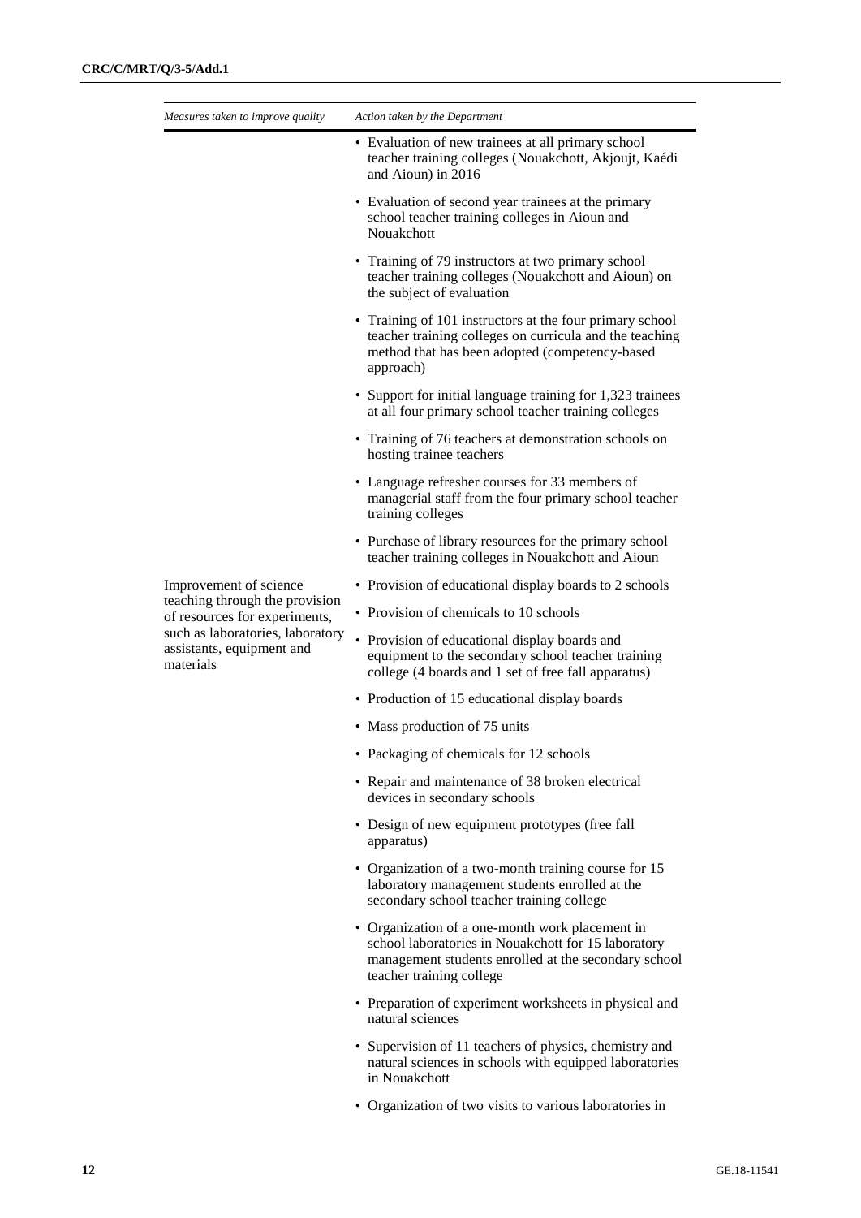| Measures taken to improve quality | Action taken by the Department |
|---|---|
| | • Evaluation of new trainees at all primary school teacher training colleges (Nouakchott, Akjoujt, Kaédi and Aioun) in 2016<br>• Evaluation of second year trainees at the primary school teacher training colleges in Aioun and Nouakchott<br>• Training of 79 instructors at two primary school teacher training colleges (Nouakchott and Aioun) on the subject of evaluation<br>• Training of 101 instructors at the four primary school teacher training colleges on curricula and the teaching method that has been adopted (competency-based approach)<br>• Support for initial language training for 1,323 trainees at all four primary school teacher training colleges<br>• Training of 76 teachers at demonstration schools on hosting trainee teachers<br>• Language refresher courses for 33 members of managerial staff from the four primary school teacher training colleges<br>• Purchase of library resources for the primary school teacher training colleges in Nouakchott and Aioun |
| Improvement of science teaching through the provision of resources for experiments, such as laboratories, laboratory assistants, equipment and materials | • Provision of educational display boards to 2 schools<br>• Provision of chemicals to 10 schools<br>• Provision of educational display boards and equipment to the secondary school teacher training college (4 boards and 1 set of free fall apparatus)<br>• Production of 15 educational display boards<br>• Mass production of 75 units<br>• Packaging of chemicals for 12 schools<br>• Repair and maintenance of 38 broken electrical devices in secondary schools<br>• Design of new equipment prototypes (free fall apparatus)<br>• Organization of a two-month training course for 15 laboratory management students enrolled at the secondary school teacher training college<br>• Organization of a one-month work placement in school laboratories in Nouakchott for 15 laboratory management students enrolled at the secondary school teacher training college<br>• Preparation of experiment worksheets in physical and natural sciences<br>• Supervision of 11 teachers of physics, chemistry and natural sciences in schools with equipped laboratories in Nouakchott<br>• Organization of two visits to various laboratories in |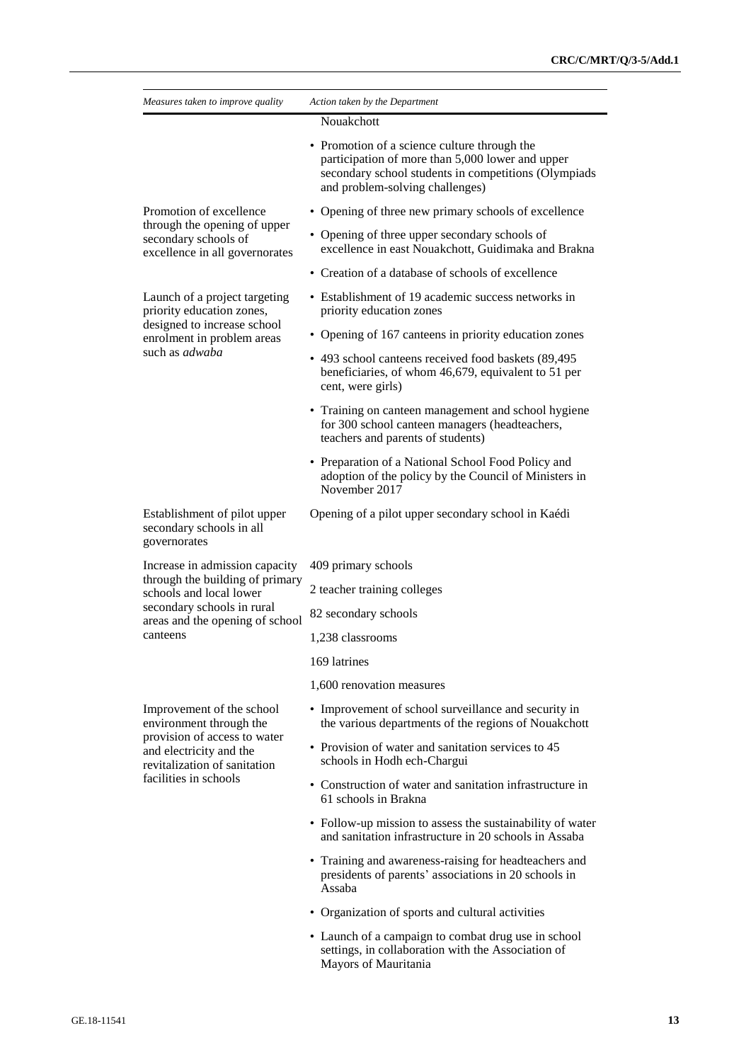| *Measures taken to improve quality* | *Action taken by the Department* |
|---|---|
| | Nouakchott<br>• Promotion of a science culture through the participation of more than 5,000 lower and upper secondary school students in competitions (Olympiads and problem-solving challenges) |
| Promotion of excellence through the opening of upper secondary schools of excellence in all governorates | • Opening of three new primary schools of excellence<br>• Opening of three upper secondary schools of excellence in east Nouakchott, Guidimaka and Brakna<br>• Creation of a database of schools of excellence |
| Launch of a project targeting priority education zones, designed to increase school enrolment in problem areas such as *adwaba* | • Establishment of 19 academic success networks in priority education zones<br>• Opening of 167 canteens in priority education zones<br>• 493 school canteens received food baskets (89,495 beneficiaries, of whom 46,679, equivalent to 51 per cent, were girls)<br>• Training on canteen management and school hygiene for 300 school canteen managers (headteachers, teachers and parents of students)<br>• Preparation of a National School Food Policy and adoption of the policy by the Council of Ministers in November 2017 |
| Establishment of pilot upper secondary schools in all governorates | Opening of a pilot upper secondary school in Kaédi |
| Increase in admission capacity through the building of primary schools and local lower secondary schools in rural areas and the opening of school canteens | 409 primary schools<br>2 teacher training colleges<br>82 secondary schools<br>1,238 classrooms<br>169 latrines<br>1,600 renovation measures |
| Improvement of the school environment through the provision of access to water and electricity and the revitalization of sanitation facilities in schools | • Improvement of school surveillance and security in the various departments of the regions of Nouakchott<br>• Provision of water and sanitation services to 45 schools in Hodh ech-Chargui<br>• Construction of water and sanitation infrastructure in 61 schools in Brakna<br>• Follow-up mission to assess the sustainability of water and sanitation infrastructure in 20 schools in Assaba<br>• Training and awareness-raising for headteachers and presidents of parents' associations in 20 schools in Assaba<br>• Organization of sports and cultural activities<br>• Launch of a campaign to combat drug use in school settings, in collaboration with the Association of Mayors of Mauritania |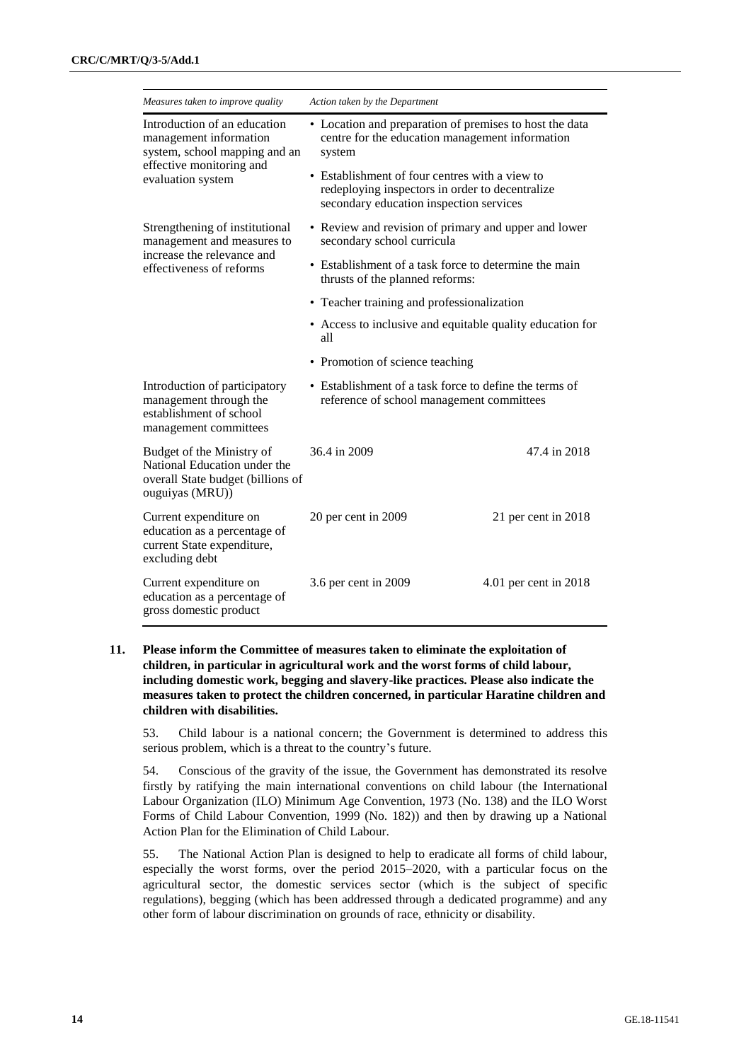| *Measures taken to improve quality* | *Action taken by the Department* | |
|---|---|---|
| Introduction of an education management information system, school mapping and an effective monitoring and evaluation system | • Location and preparation of premises to host the data centre for the education management information system<br>• Establishment of four centres with a view to redeploying inspectors in order to decentralize secondary education inspection services | |
| Strengthening of institutional management and measures to increase the relevance and effectiveness of reforms | • Review and revision of primary and upper and lower secondary school curricula<br>• Establishment of a task force to determine the main thrusts of the planned reforms:<br>• Teacher training and professionalization<br>• Access to inclusive and equitable quality education for all<br>• Promotion of science teaching | |
| Introduction of participatory management through the establishment of school management committees | • Establishment of a task force to define the terms of reference of school management committees | |
| Budget of the Ministry of National Education under the overall State budget (billions of ouguiyas (MRU)) | 36.4 in 2009 | 47.4 in 2018 |
| Current expenditure on education as a percentage of current State expenditure, excluding debt | 20 per cent in 2009 | 21 per cent in 2018 |
| Current expenditure on education as a percentage of gross domestic product | 3.6 per cent in 2009 | 4.01 per cent in 2018 |

**11. Please inform the Committee of measures taken to eliminate the exploitation of children, in particular in agricultural work and the worst forms of child labour, including domestic work, begging and slavery-like practices. Please also indicate the measures taken to protect the children concerned, in particular Haratine children and children with disabilities.**

53. Child labour is a national concern; the Government is determined to address this serious problem, which is a threat to the country's future.

54. Conscious of the gravity of the issue, the Government has demonstrated its resolve firstly by ratifying the main international conventions on child labour (the International Labour Organization (ILO) Minimum Age Convention, 1973 (No. 138) and the ILO Worst Forms of Child Labour Convention, 1999 (No. 182)) and then by drawing up a National Action Plan for the Elimination of Child Labour.

55. The National Action Plan is designed to help to eradicate all forms of child labour, especially the worst forms, over the period 2015–2020, with a particular focus on the agricultural sector, the domestic services sector (which is the subject of specific regulations), begging (which has been addressed through a dedicated programme) and any other form of labour discrimination on grounds of race, ethnicity or disability.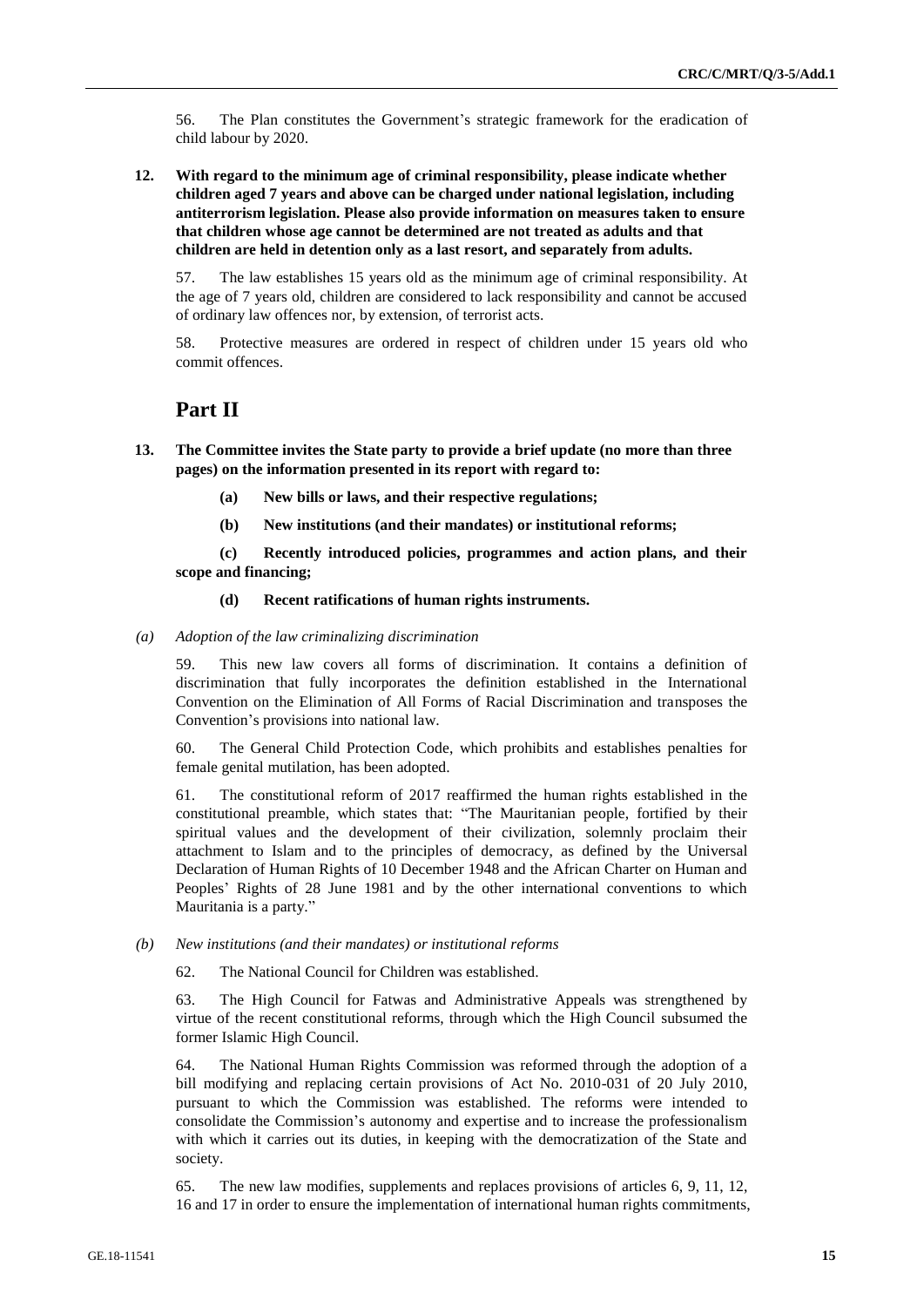56. The Plan constitutes the Government's strategic framework for the eradication of child labour by 2020.

**12. With regard to the minimum age of criminal responsibility, please indicate whether children aged 7 years and above can be charged under national legislation, including antiterrorism legislation. Please also provide information on measures taken to ensure that children whose age cannot be determined are not treated as adults and that children are held in detention only as a last resort, and separately from adults.**

57. The law establishes 15 years old as the minimum age of criminal responsibility. At the age of 7 years old, children are considered to lack responsibility and cannot be accused of ordinary law offences nor, by extension, of terrorist acts.

58. Protective measures are ordered in respect of children under 15 years old who commit offences.

## Part II

**13. The Committee invites the State party to provide a brief update (no more than three pages) on the information presented in its report with regard to:**

**(a) New bills or laws, and their respective regulations;**

**(b) New institutions (and their mandates) or institutional reforms;**

**(c) Recently introduced policies, programmes and action plans, and their scope and financing;**

**(d) Recent ratifications of human rights instruments.**

*(a) Adoption of the law criminalizing discrimination*

59. This new law covers all forms of discrimination. It contains a definition of discrimination that fully incorporates the definition established in the International Convention on the Elimination of All Forms of Racial Discrimination and transposes the Convention's provisions into national law.

60. The General Child Protection Code, which prohibits and establishes penalties for female genital mutilation, has been adopted.

61. The constitutional reform of 2017 reaffirmed the human rights established in the constitutional preamble, which states that: "The Mauritanian people, fortified by their spiritual values and the development of their civilization, solemnly proclaim their attachment to Islam and to the principles of democracy, as defined by the Universal Declaration of Human Rights of 10 December 1948 and the African Charter on Human and Peoples' Rights of 28 June 1981 and by the other international conventions to which Mauritania is a party."

*(b) New institutions (and their mandates) or institutional reforms*

62. The National Council for Children was established.

63. The High Council for Fatwas and Administrative Appeals was strengthened by virtue of the recent constitutional reforms, through which the High Council subsumed the former Islamic High Council.

64. The National Human Rights Commission was reformed through the adoption of a bill modifying and replacing certain provisions of Act No. 2010-031 of 20 July 2010, pursuant to which the Commission was established. The reforms were intended to consolidate the Commission's autonomy and expertise and to increase the professionalism with which it carries out its duties, in keeping with the democratization of the State and society.

65. The new law modifies, supplements and replaces provisions of articles 6, 9, 11, 12, 16 and 17 in order to ensure the implementation of international human rights commitments,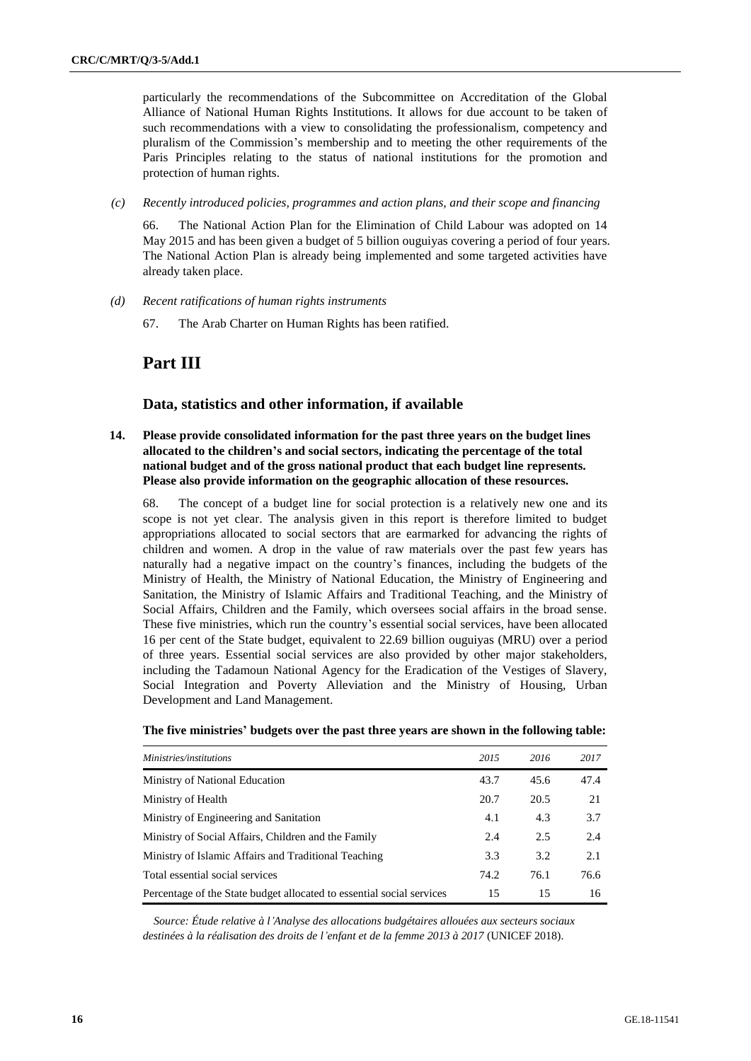particularly the recommendations of the Subcommittee on Accreditation of the Global Alliance of National Human Rights Institutions. It allows for due account to be taken of such recommendations with a view to consolidating the professionalism, competency and pluralism of the Commission's membership and to meeting the other requirements of the Paris Principles relating to the status of national institutions for the promotion and protection of human rights.

*(c) Recently introduced policies, programmes and action plans, and their scope and financing*

66. The National Action Plan for the Elimination of Child Labour was adopted on 14 May 2015 and has been given a budget of 5 billion ouguiyas covering a period of four years. The National Action Plan is already being implemented and some targeted activities have already taken place.

*(d) Recent ratifications of human rights instruments*

67. The Arab Charter on Human Rights has been ratified.

# Part III

## Data, statistics and other information, if available

**14. Please provide consolidated information for the past three years on the budget lines allocated to the children's and social sectors, indicating the percentage of the total national budget and of the gross national product that each budget line represents. Please also provide information on the geographic allocation of these resources.**

68. The concept of a budget line for social protection is a relatively new one and its scope is not yet clear. The analysis given in this report is therefore limited to budget appropriations allocated to social sectors that are earmarked for advancing the rights of children and women. A drop in the value of raw materials over the past few years has naturally had a negative impact on the country's finances, including the budgets of the Ministry of Health, the Ministry of National Education, the Ministry of Engineering and Sanitation, the Ministry of Islamic Affairs and Traditional Teaching, and the Ministry of Social Affairs, Children and the Family, which oversees social affairs in the broad sense. These five ministries, which run the country's essential social services, have been allocated 16 per cent of the State budget, equivalent to 22.69 billion ouguiyas (MRU) over a period of three years. Essential social services are also provided by other major stakeholders, including the Tadamoun National Agency for the Eradication of the Vestiges of Slavery, Social Integration and Poverty Alleviation and the Ministry of Housing, Urban Development and Land Management.

**The five ministries' budgets over the past three years are shown in the following table:**

| *Ministries/institutions* | *2015* | *2016* | *2017* |
|---|---|---|---|
| Ministry of National Education | 43.7 | 45.6 | 47.4 |
| Ministry of Health | 20.7 | 20.5 | 21 |
| Ministry of Engineering and Sanitation | 4.1 | 4.3 | 3.7 |
| Ministry of Social Affairs, Children and the Family | 2.4 | 2.5 | 2.4 |
| Ministry of Islamic Affairs and Traditional Teaching | 3.3 | 3.2 | 2.1 |
| Total essential social services | 74.2 | 76.1 | 76.6 |
| Percentage of the State budget allocated to essential social services | 15 | 15 | 16 |

*Source: Étude relative à l'Analyse des allocations budgétaires allouées aux secteurs sociaux destinées à la réalisation des droits de l'enfant et de la femme 2013 à 2017* (UNICEF 2018).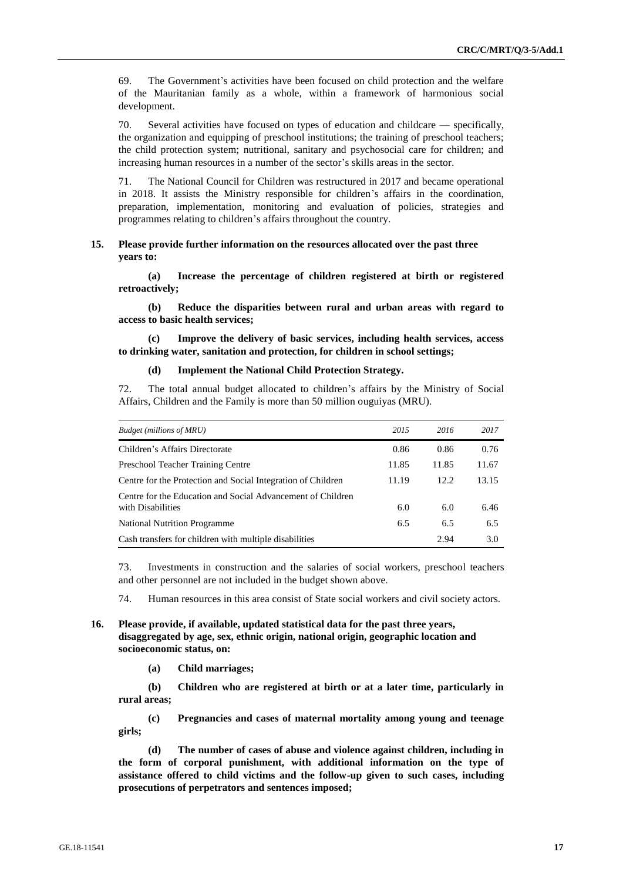69. The Government's activities have been focused on child protection and the welfare of the Mauritanian family as a whole, within a framework of harmonious social development.

70. Several activities have focused on types of education and childcare — specifically, the organization and equipping of preschool institutions; the training of preschool teachers; the child protection system; nutritional, sanitary and psychosocial care for children; and increasing human resources in a number of the sector's skills areas in the sector.

71. The National Council for Children was restructured in 2017 and became operational in 2018. It assists the Ministry responsible for children's affairs in the coordination, preparation, implementation, monitoring and evaluation of policies, strategies and programmes relating to children's affairs throughout the country.

**15. Please provide further information on the resources allocated over the past three years to:**

**(a) Increase the percentage of children registered at birth or registered retroactively;**

**(b) Reduce the disparities between rural and urban areas with regard to access to basic health services;**

**(c) Improve the delivery of basic services, including health services, access to drinking water, sanitation and protection, for children in school settings;**

**(d) Implement the National Child Protection Strategy.**

72. The total annual budget allocated to children's affairs by the Ministry of Social Affairs, Children and the Family is more than 50 million ouguiyas (MRU).

| *Budget (millions of MRU)* | *2015* | *2016* | *2017* |
|---|---|---|---|
| Children's Affairs Directorate | 0.86 | 0.86 | 0.76 |
| Preschool Teacher Training Centre | 11.85 | 11.85 | 11.67 |
| Centre for the Protection and Social Integration of Children | 11.19 | 12.2 | 13.15 |
| Centre for the Education and Social Advancement of Children with Disabilities | 6.0 | 6.0 | 6.46 |
| National Nutrition Programme | 6.5 | 6.5 | 6.5 |
| Cash transfers for children with multiple disabilities | | 2.94 | 3.0 |

73. Investments in construction and the salaries of social workers, preschool teachers and other personnel are not included in the budget shown above.

74. Human resources in this area consist of State social workers and civil society actors.

**16. Please provide, if available, updated statistical data for the past three years, disaggregated by age, sex, ethnic origin, national origin, geographic location and socioeconomic status, on:**

**(a) Child marriages;**

**(b) Children who are registered at birth or at a later time, particularly in rural areas;**

**(c) Pregnancies and cases of maternal mortality among young and teenage girls;**

**(d) The number of cases of abuse and violence against children, including in the form of corporal punishment, with additional information on the type of assistance offered to child victims and the follow-up given to such cases, including prosecutions of perpetrators and sentences imposed;**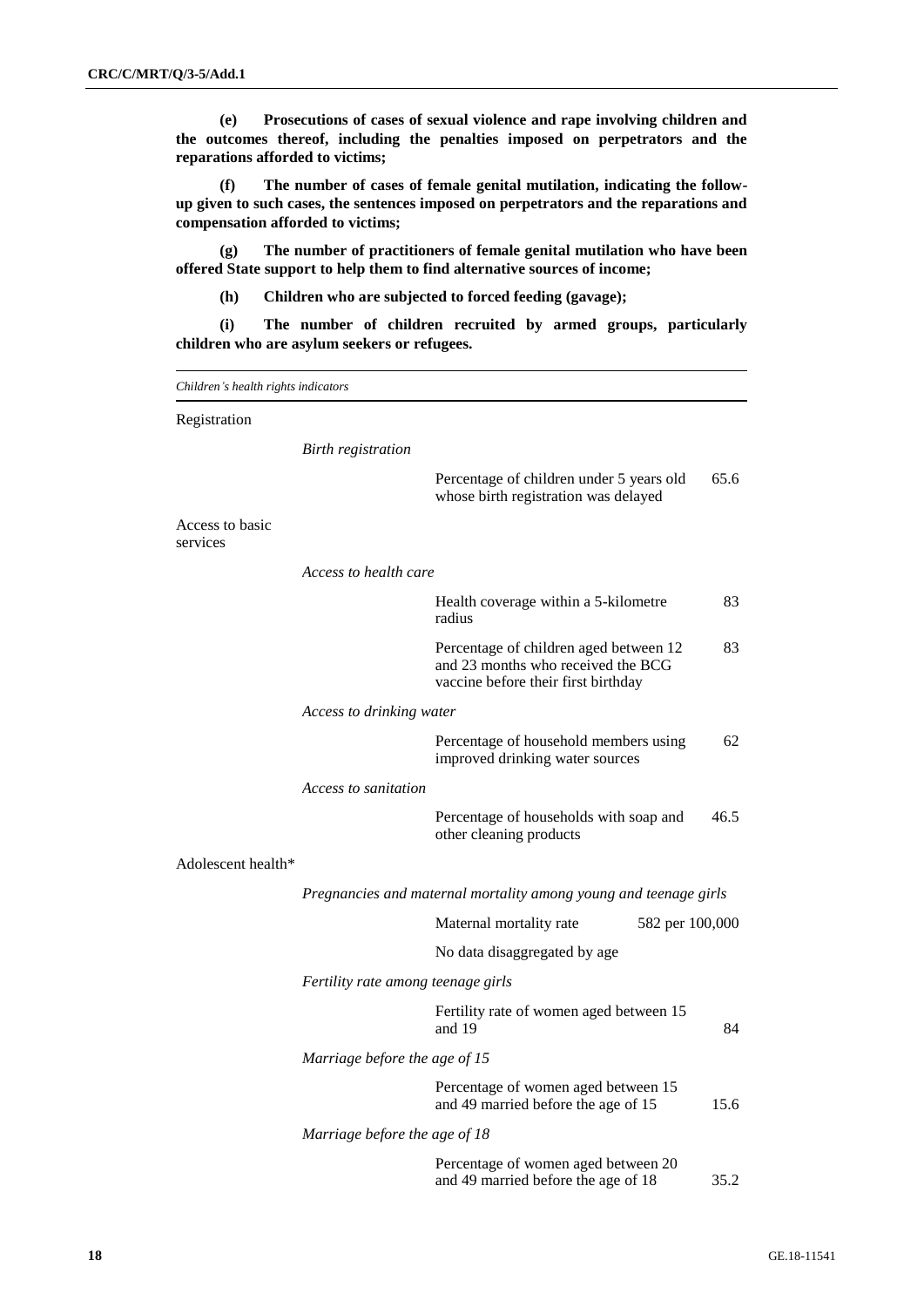**(e) Prosecutions of cases of sexual violence and rape involving children and the outcomes thereof, including the penalties imposed on perpetrators and the reparations afforded to victims;**

**(f) The number of cases of female genital mutilation, indicating the follow-up given to such cases, the sentences imposed on perpetrators and the reparations and compensation afforded to victims;**

**(g) The number of practitioners of female genital mutilation who have been offered State support to help them to find alternative sources of income;**

**(h) Children who are subjected to forced feeding (gavage);**

**(i) The number of children recruited by armed groups, particularly children who are asylum seekers or refugees.**

*Children's health rights indicators*

| | | | |
|---|---|---|---|
| Registration | | | |
| | *Birth registration* | | |
| | | Percentage of children under 5 years old whose birth registration was delayed | 65.6 |
| Access to basic services | | | |
| | *Access to health care* | | |
| | | Health coverage within a 5-kilometre radius | 83 |
| | | Percentage of children aged between 12 and 23 months who received the BCG vaccine before their first birthday | 83 |
| | *Access to drinking water* | | |
| | | Percentage of household members using improved drinking water sources | 62 |
| | *Access to sanitation* | | |
| | | Percentage of households with soap and other cleaning products | 46.5 |
| Adolescent health* | | | |
| | *Pregnancies and maternal mortality among young and teenage girls* | | |
| | | Maternal mortality rate | 582 per 100,000 |
| | | No data disaggregated by age | |
| | *Fertility rate among teenage girls* | | |
| | | Fertility rate of women aged between 15 and 19 | 84 |
| | *Marriage before the age of 15* | | |
| | | Percentage of women aged between 15 and 49 married before the age of 15 | 15.6 |
| | *Marriage before the age of 18* | | |
| | | Percentage of women aged between 20 and 49 married before the age of 18 | 35.2 |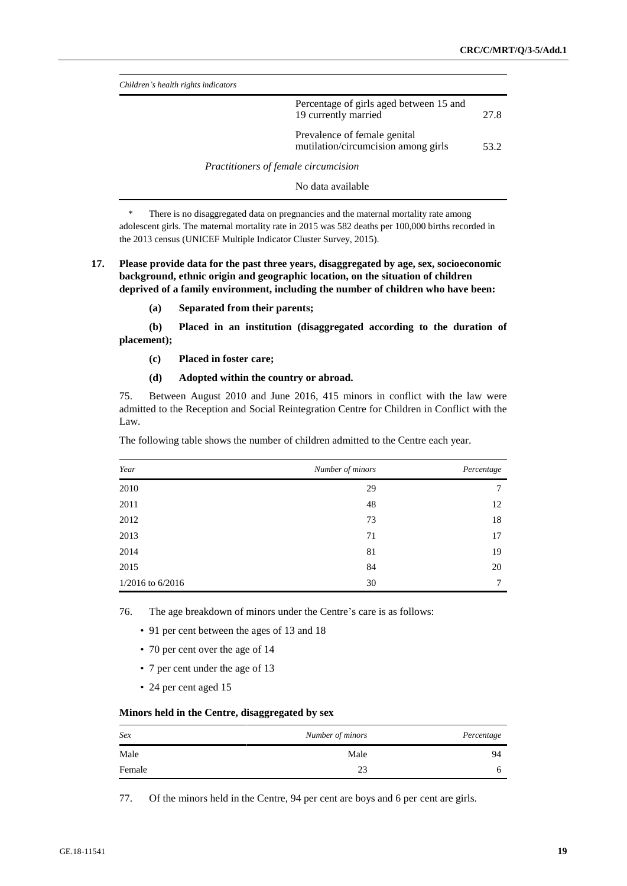| *Children's health rights indicators* | | |
| --- | --- | --- |
| | Percentage of girls aged between 15 and 19 currently married | 27.8 |
| | Prevalence of female genital mutilation/circumcision among girls | 53.2 |
| *Practitioners of female circumcision* | | |
| | No data available | |

\* There is no disaggregated data on pregnancies and the maternal mortality rate among adolescent girls. The maternal mortality rate in 2015 was 582 deaths per 100,000 births recorded in the 2013 census (UNICEF Multiple Indicator Cluster Survey, 2015).

**17. Please provide data for the past three years, disaggregated by age, sex, socioeconomic background, ethnic origin and geographic location, on the situation of children deprived of a family environment, including the number of children who have been:**

**(a) Separated from their parents;**

**(b) Placed in an institution (disaggregated according to the duration of placement);**

**(c) Placed in foster care;**

**(d) Adopted within the country or abroad.**

75. Between August 2010 and June 2016, 415 minors in conflict with the law were admitted to the Reception and Social Reintegration Centre for Children in Conflict with the Law.

The following table shows the number of children admitted to the Centre each year.

| *Year* | *Number of minors* | *Percentage* |
| --- | --- | --- |
| 2010 | 29 | 7 |
| 2011 | 48 | 12 |
| 2012 | 73 | 18 |
| 2013 | 71 | 17 |
| 2014 | 81 | 19 |
| 2015 | 84 | 20 |
| 1/2016 to 6/2016 | 30 | 7 |

76. The age breakdown of minors under the Centre's care is as follows:

- 91 per cent between the ages of 13 and 18
- 70 per cent over the age of 14
- 7 per cent under the age of 13
- 24 per cent aged 15

**Minors held in the Centre, disaggregated by sex**

| *Sex* | *Number of minors* | *Percentage* |
| --- | --- | --- |
| Male | Male | 94 |
| Female | 23 | 6 |

77. Of the minors held in the Centre, 94 per cent are boys and 6 per cent are girls.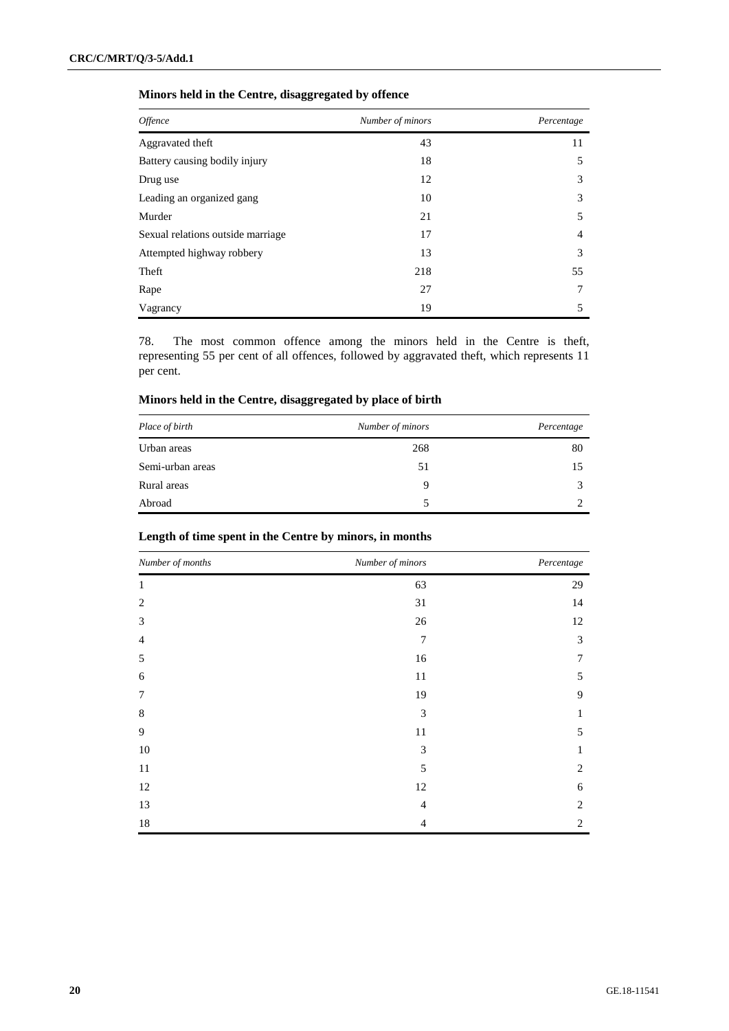**Minors held in the Centre, disaggregated by offence**

| *Offence* | *Number of minors* | *Percentage* |
|---|---|---|
| Aggravated theft | 43 | 11 |
| Battery causing bodily injury | 18 | 5 |
| Drug use | 12 | 3 |
| Leading an organized gang | 10 | 3 |
| Murder | 21 | 5 |
| Sexual relations outside marriage | 17 | 4 |
| Attempted highway robbery | 13 | 3 |
| Theft | 218 | 55 |
| Rape | 27 | 7 |
| Vagrancy | 19 | 5 |

78. The most common offence among the minors held in the Centre is theft, representing 55 per cent of all offences, followed by aggravated theft, which represents 11 per cent.

**Minors held in the Centre, disaggregated by place of birth**

| *Place of birth* | *Number of minors* | *Percentage* |
|---|---|---|
| Urban areas | 268 | 80 |
| Semi-urban areas | 51 | 15 |
| Rural areas | 9 | 3 |
| Abroad | 5 | 2 |

**Length of time spent in the Centre by minors, in months**

| *Number of months* | *Number of minors* | *Percentage* |
|---|---|---|
| 1 | 63 | 29 |
| 2 | 31 | 14 |
| 3 | 26 | 12 |
| 4 | 7 | 3 |
| 5 | 16 | 7 |
| 6 | 11 | 5 |
| 7 | 19 | 9 |
| 8 | 3 | 1 |
| 9 | 11 | 5 |
| 10 | 3 | 1 |
| 11 | 5 | 2 |
| 12 | 12 | 6 |
| 13 | 4 | 2 |
| 18 | 4 | 2 |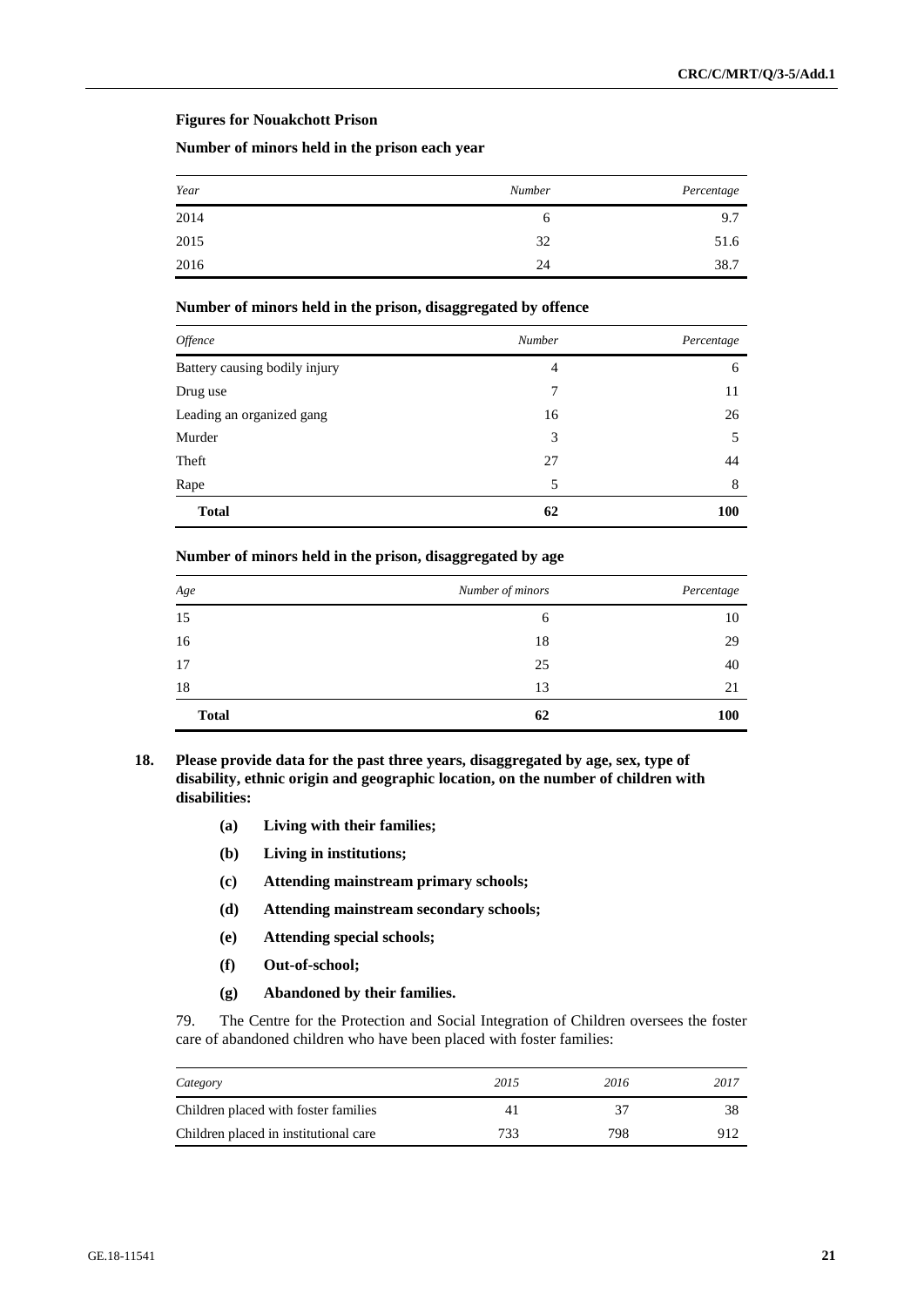**Figures for Nouakchott Prison**

**Number of minors held in the prison each year**

| *Year* | *Number* | *Percentage* |
|---|---|---|
| 2014 | 6 | 9.7 |
| 2015 | 32 | 51.6 |
| 2016 | 24 | 38.7 |

**Number of minors held in the prison, disaggregated by offence**

| *Offence* | *Number* | *Percentage* |
|---|---|---|
| Battery causing bodily injury | 4 | 6 |
| Drug use | 7 | 11 |
| Leading an organized gang | 16 | 26 |
| Murder | 3 | 5 |
| Theft | 27 | 44 |
| Rape | 5 | 8 |
| **Total** | **62** | **100** |

**Number of minors held in the prison, disaggregated by age**

| *Age* | *Number of minors* | *Percentage* |
|---|---|---|
| 15 | 6 | 10 |
| 16 | 18 | 29 |
| 17 | 25 | 40 |
| 18 | 13 | 21 |
| **Total** | **62** | **100** |

**18. Please provide data for the past three years, disaggregated by age, sex, type of disability, ethnic origin and geographic location, on the number of children with disabilities:**

**(a) Living with their families;**

**(b) Living in institutions;**

**(c) Attending mainstream primary schools;**

**(d) Attending mainstream secondary schools;**

**(e) Attending special schools;**

**(f) Out-of-school;**

**(g) Abandoned by their families.**

79. The Centre for the Protection and Social Integration of Children oversees the foster care of abandoned children who have been placed with foster families:

| *Category* | *2015* | *2016* | *2017* |
|---|---|---|---|
| Children placed with foster families | 41 | 37 | 38 |
| Children placed in institutional care | 733 | 798 | 912 |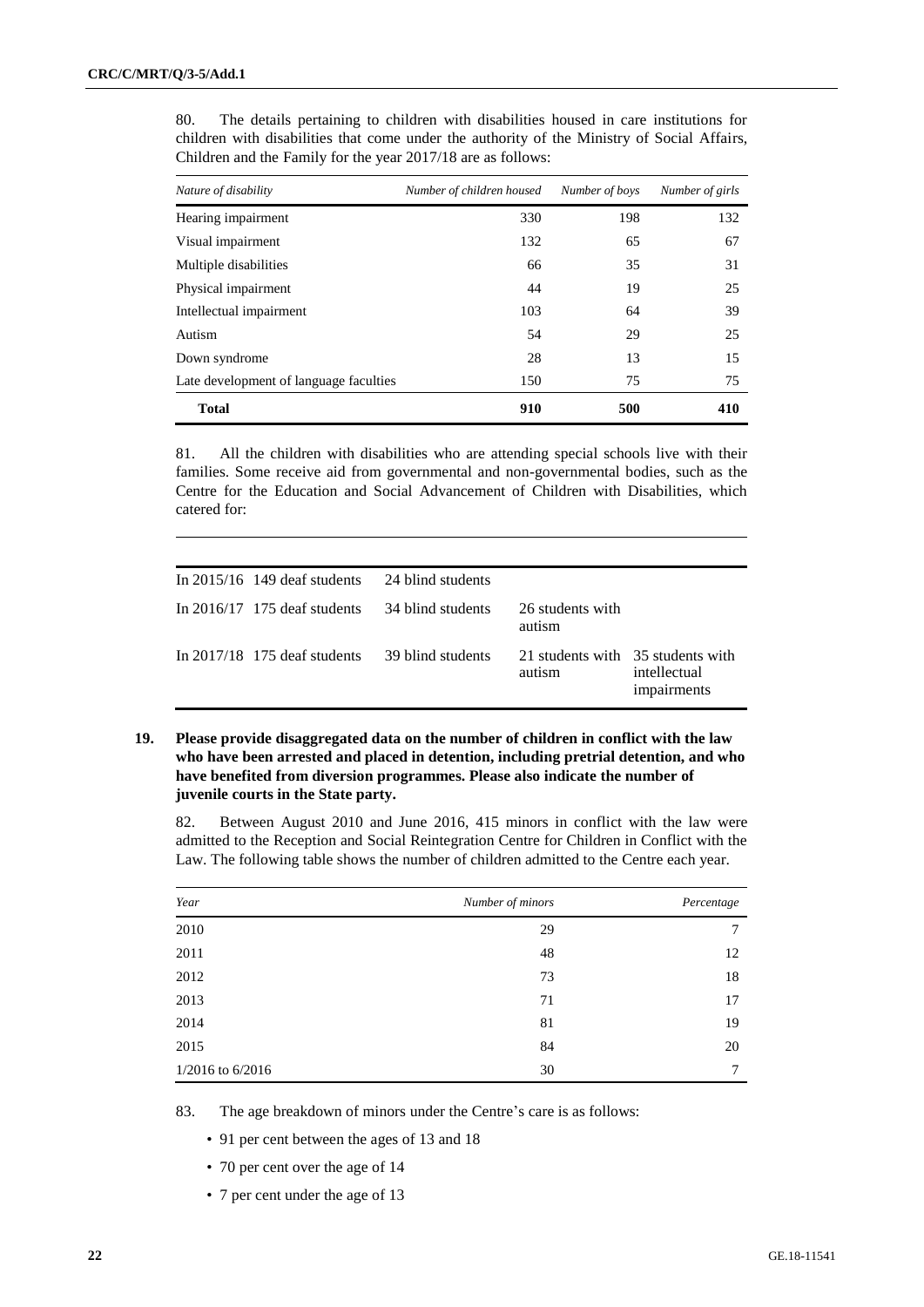80. The details pertaining to children with disabilities housed in care institutions for children with disabilities that come under the authority of the Ministry of Social Affairs, Children and the Family for the year 2017/18 are as follows:

| *Nature of disability* | *Number of children housed* | *Number of boys* | *Number of girls* |
|---|---|---|---|
| Hearing impairment | 330 | 198 | 132 |
| Visual impairment | 132 | 65 | 67 |
| Multiple disabilities | 66 | 35 | 31 |
| Physical impairment | 44 | 19 | 25 |
| Intellectual impairment | 103 | 64 | 39 |
| Autism | 54 | 29 | 25 |
| Down syndrome | 28 | 13 | 15 |
| Late development of language faculties | 150 | 75 | 75 |
| **Total** | **910** | **500** | **410** |

81. All the children with disabilities who are attending special schools live with their families. Some receive aid from governmental and non-governmental bodies, such as the Centre for the Education and Social Advancement of Children with Disabilities, which catered for:

| | | | |
|---|---|---|---|
| In 2015/16 149 deaf students | 24 blind students | | |
| In 2016/17 175 deaf students | 34 blind students | 26 students with autism | |
| In 2017/18 175 deaf students | 39 blind students | 21 students with autism | 35 students with intellectual impairments |

**19. Please provide disaggregated data on the number of children in conflict with the law who have been arrested and placed in detention, including pretrial detention, and who have benefited from diversion programmes. Please also indicate the number of juvenile courts in the State party.**

82. Between August 2010 and June 2016, 415 minors in conflict with the law were admitted to the Reception and Social Reintegration Centre for Children in Conflict with the Law. The following table shows the number of children admitted to the Centre each year.

| *Year* | *Number of minors* | *Percentage* |
|---|---|---|
| 2010 | 29 | 7 |
| 2011 | 48 | 12 |
| 2012 | 73 | 18 |
| 2013 | 71 | 17 |
| 2014 | 81 | 19 |
| 2015 | 84 | 20 |
| 1/2016 to 6/2016 | 30 | 7 |

83. The age breakdown of minors under the Centre's care is as follows:

- 91 per cent between the ages of 13 and 18
- 70 per cent over the age of 14
- 7 per cent under the age of 13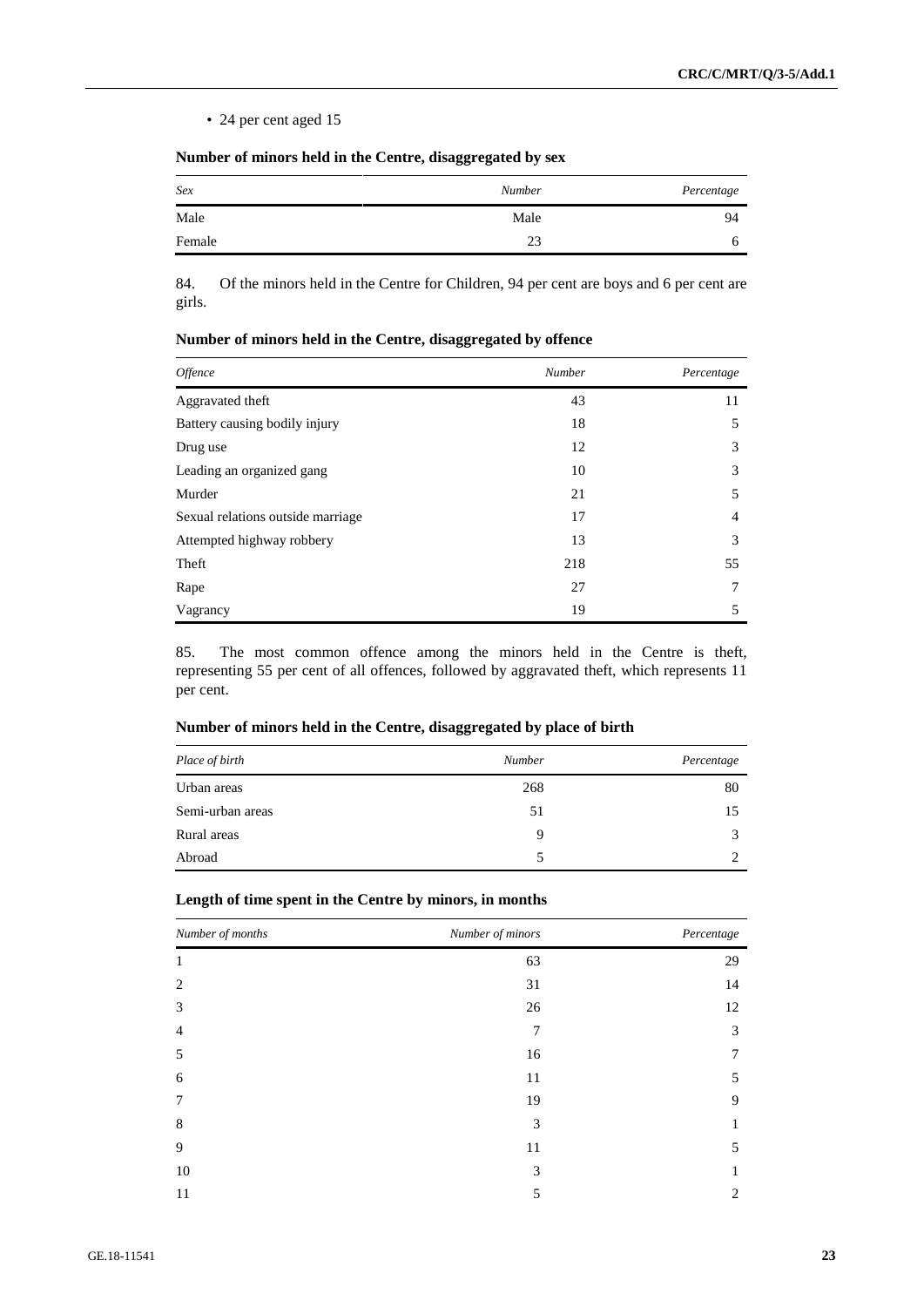- 24 per cent aged 15

**Number of minors held in the Centre, disaggregated by sex**

| *Sex* | *Number* | *Percentage* |
|---|---|---|
| Male | Male | 94 |
| Female | 23 | 6 |

84. Of the minors held in the Centre for Children, 94 per cent are boys and 6 per cent are girls.

**Number of minors held in the Centre, disaggregated by offence**

| *Offence* | *Number* | *Percentage* |
|---|---|---|
| Aggravated theft | 43 | 11 |
| Battery causing bodily injury | 18 | 5 |
| Drug use | 12 | 3 |
| Leading an organized gang | 10 | 3 |
| Murder | 21 | 5 |
| Sexual relations outside marriage | 17 | 4 |
| Attempted highway robbery | 13 | 3 |
| Theft | 218 | 55 |
| Rape | 27 | 7 |
| Vagrancy | 19 | 5 |

85. The most common offence among the minors held in the Centre is theft, representing 55 per cent of all offences, followed by aggravated theft, which represents 11 per cent.

**Number of minors held in the Centre, disaggregated by place of birth**

| *Place of birth* | *Number* | *Percentage* |
|---|---|---|
| Urban areas | 268 | 80 |
| Semi-urban areas | 51 | 15 |
| Rural areas | 9 | 3 |
| Abroad | 5 | 2 |

**Length of time spent in the Centre by minors, in months**

| *Number of months* | *Number of minors* | *Percentage* |
|---|---|---|
| 1 | 63 | 29 |
| 2 | 31 | 14 |
| 3 | 26 | 12 |
| 4 | 7 | 3 |
| 5 | 16 | 7 |
| 6 | 11 | 5 |
| 7 | 19 | 9 |
| 8 | 3 | 1 |
| 9 | 11 | 5 |
| 10 | 3 | 1 |
| 11 | 5 | 2 |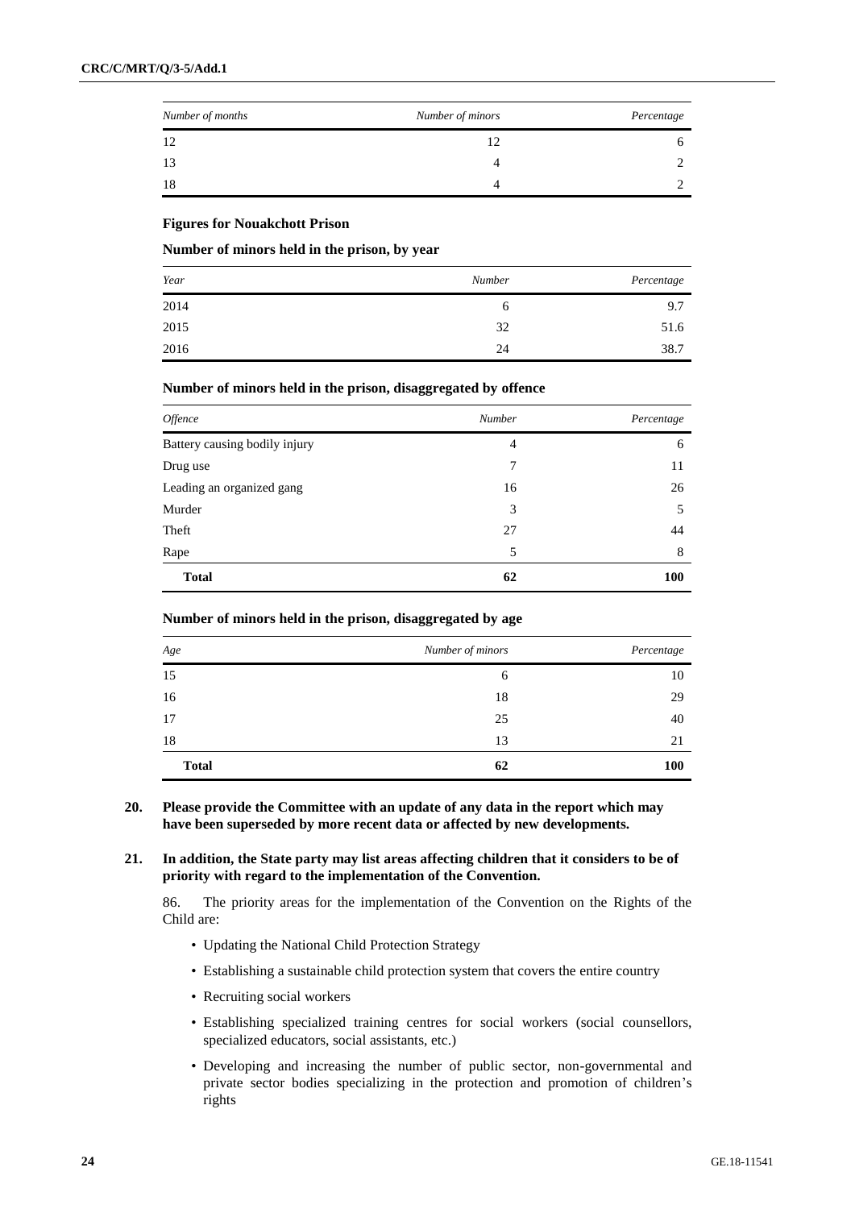| *Number of months* | *Number of minors* | *Percentage* |
|---|---|---|
| 12 | 12 | 6 |
| 13 | 4 | 2 |
| 18 | 4 | 2 |

**Figures for Nouakchott Prison**

**Number of minors held in the prison, by year**

| *Year* | *Number* | *Percentage* |
|---|---|---|
| 2014 | 6 | 9.7 |
| 2015 | 32 | 51.6 |
| 2016 | 24 | 38.7 |

**Number of minors held in the prison, disaggregated by offence**

| *Offence* | *Number* | *Percentage* |
|---|---|---|
| Battery causing bodily injury | 4 | 6 |
| Drug use | 7 | 11 |
| Leading an organized gang | 16 | 26 |
| Murder | 3 | 5 |
| Theft | 27 | 44 |
| Rape | 5 | 8 |
| **Total** | **62** | **100** |

**Number of minors held in the prison, disaggregated by age**

| *Age* | *Number of minors* | *Percentage* |
|---|---|---|
| 15 | 6 | 10 |
| 16 | 18 | 29 |
| 17 | 25 | 40 |
| 18 | 13 | 21 |
| **Total** | **62** | **100** |

**20. Please provide the Committee with an update of any data in the report which may have been superseded by more recent data or affected by new developments.**

**21. In addition, the State party may list areas affecting children that it considers to be of priority with regard to the implementation of the Convention.**

86. The priority areas for the implementation of the Convention on the Rights of the Child are:

- Updating the National Child Protection Strategy
- Establishing a sustainable child protection system that covers the entire country
- Recruiting social workers
- Establishing specialized training centres for social workers (social counsellors, specialized educators, social assistants, etc.)
- Developing and increasing the number of public sector, non-governmental and private sector bodies specializing in the protection and promotion of children's rights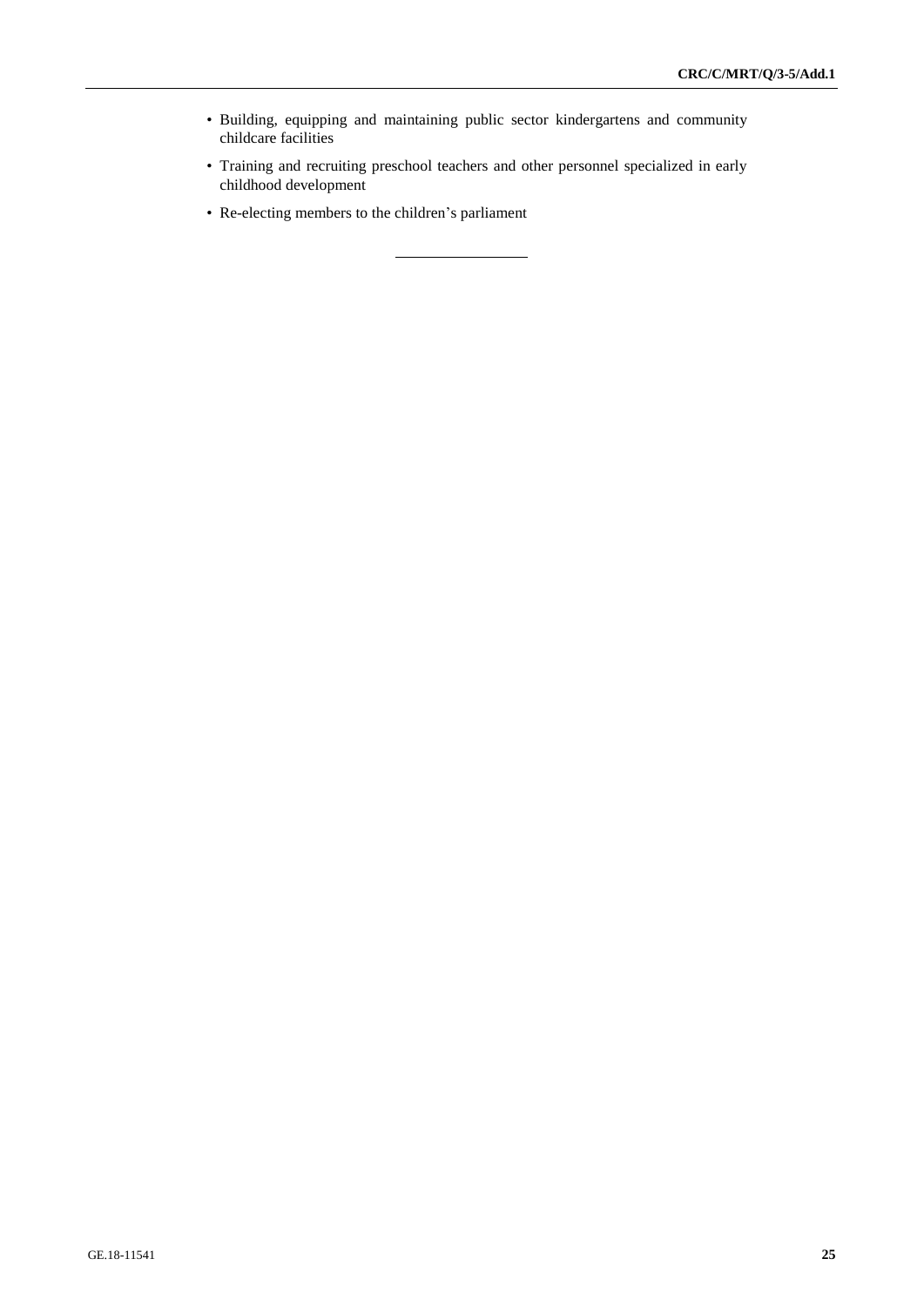- Building, equipping and maintaining public sector kindergartens and community childcare facilities
- Training and recruiting preschool teachers and other personnel specialized in early childhood development
- Re-electing members to the children's parliament